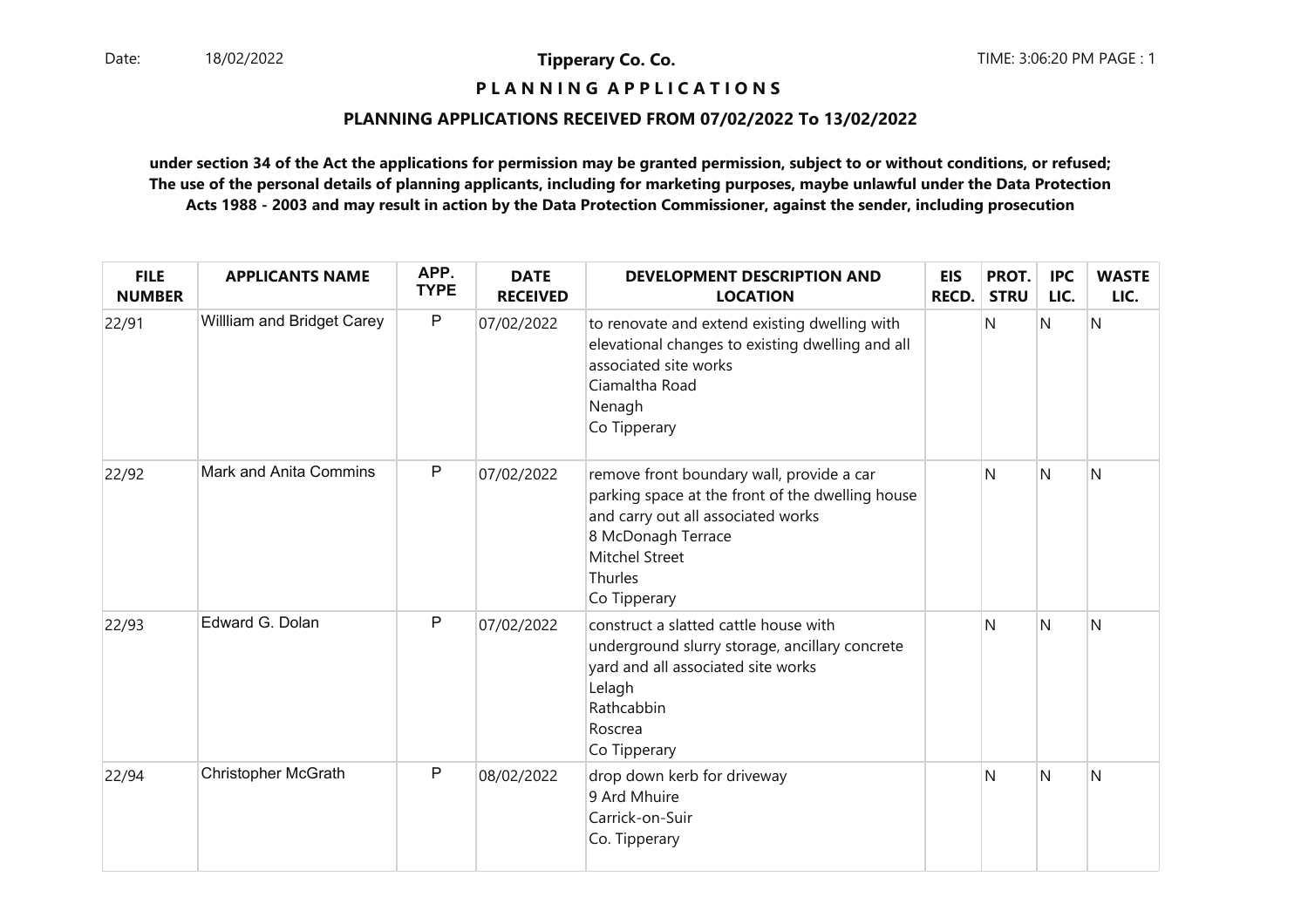Date: 18/02/2022

**Tipperary Co. Co.**

TIME: 3:06:20 PM PAGE : 1

# P L A N N I N G A P P L I C A T I O N S

## PLANNING APPLICATIONS RECEIVED FROM 07/02/2022 To 13/02/2022

**under section 34 of the Act the applications for permission may be granted permission, subject to or without conditions, or refused; The use of the personal details of planning applicants, including for marketing purposes, maybe unlawful under the Data Protection Acts 1988 - 2003 and may result in action by the Data Protection Commissioner, against the sender, including prosecution**

| FILE NUMBER | APPLICANTS NAME | APP. TYPE | DATE RECEIVED | DEVELOPMENT DESCRIPTION AND LOCATION | EIS RECD. | PROT. STRU | IPC LIC. | WASTE LIC. |
|---|---|---|---|---|---|---|---|---|
| 22/91 | Willliam and Bridget Carey | P | 07/02/2022 | to renovate and extend existing dwelling with elevational changes to existing dwelling and all associated site works<br>Ciamaltha Road<br>Nenagh<br>Co Tipperary | | N | N | N |
| 22/92 | Mark and Anita Commins | P | 07/02/2022 | remove front boundary wall, provide a car parking space at the front of the dwelling house and carry out all associated works<br>8 McDonagh Terrace<br>Mitchel Street<br>Thurles<br>Co Tipperary | | N | N | N |
| 22/93 | Edward G. Dolan | P | 07/02/2022 | construct a slatted cattle house with underground slurry storage, ancillary concrete yard and all associated site works<br>Lelagh<br>Rathcabbin<br>Roscrea<br>Co Tipperary | | N | N | N |
| 22/94 | Christopher McGrath | P | 08/02/2022 | drop down kerb for driveway<br>9 Ard Mhuire<br>Carrick-on-Suir<br>Co. Tipperary | | N | N | N |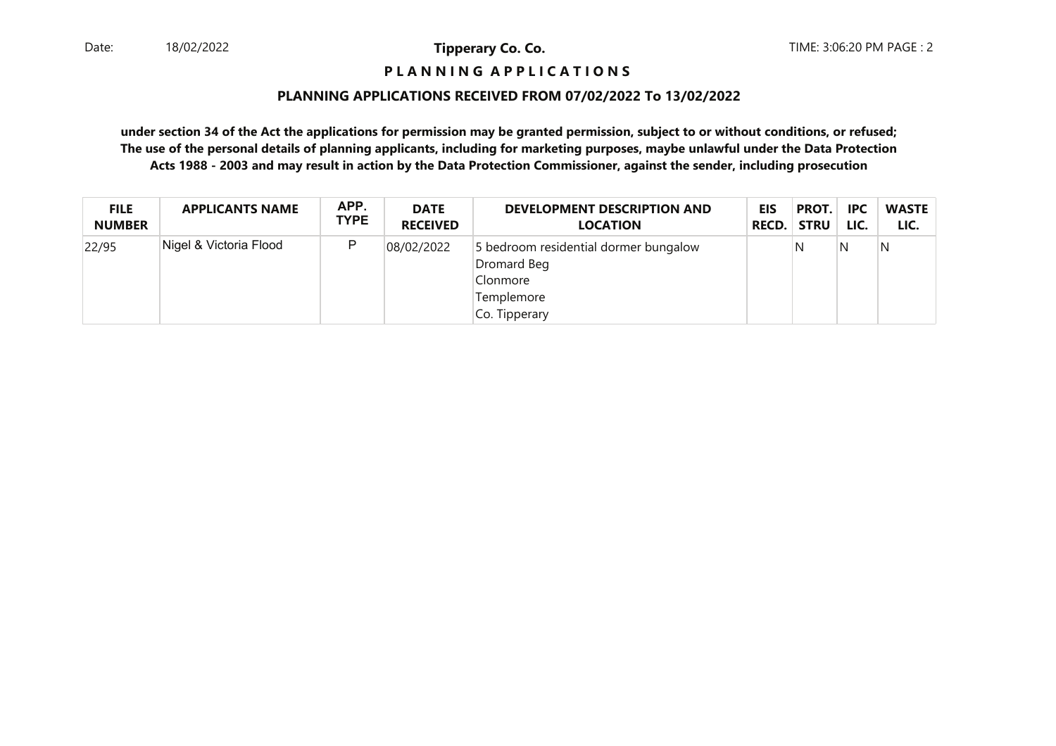**Tipperary Co. Co.**

**P L A N N I N G A P P L I C A T I O N S**

**PLANNING APPLICATIONS RECEIVED FROM 07/02/2022 To 13/02/2022**

**under section 34 of the Act the applications for permission may be granted permission, subject to or without conditions, or refused; The use of the personal details of planning applicants, including for marketing purposes, maybe unlawful under the Data Protection Acts 1988 - 2003 and may result in action by the Data Protection Commissioner, against the sender, including prosecution**

| FILE NUMBER | APPLICANTS NAME | APP. TYPE | DATE RECEIVED | DEVELOPMENT DESCRIPTION AND LOCATION | EIS RECD. | PROT. STRU | IPC LIC. | WASTE LIC. |
|---|---|---|---|---|---|---|---|---|
| 22/95 | Nigel & Victoria Flood | P | 08/02/2022 | 5 bedroom residential dormer bungalow<br>Dromard Beg<br>Clonmore<br>Templemore<br>Co. Tipperary | | N | N | N |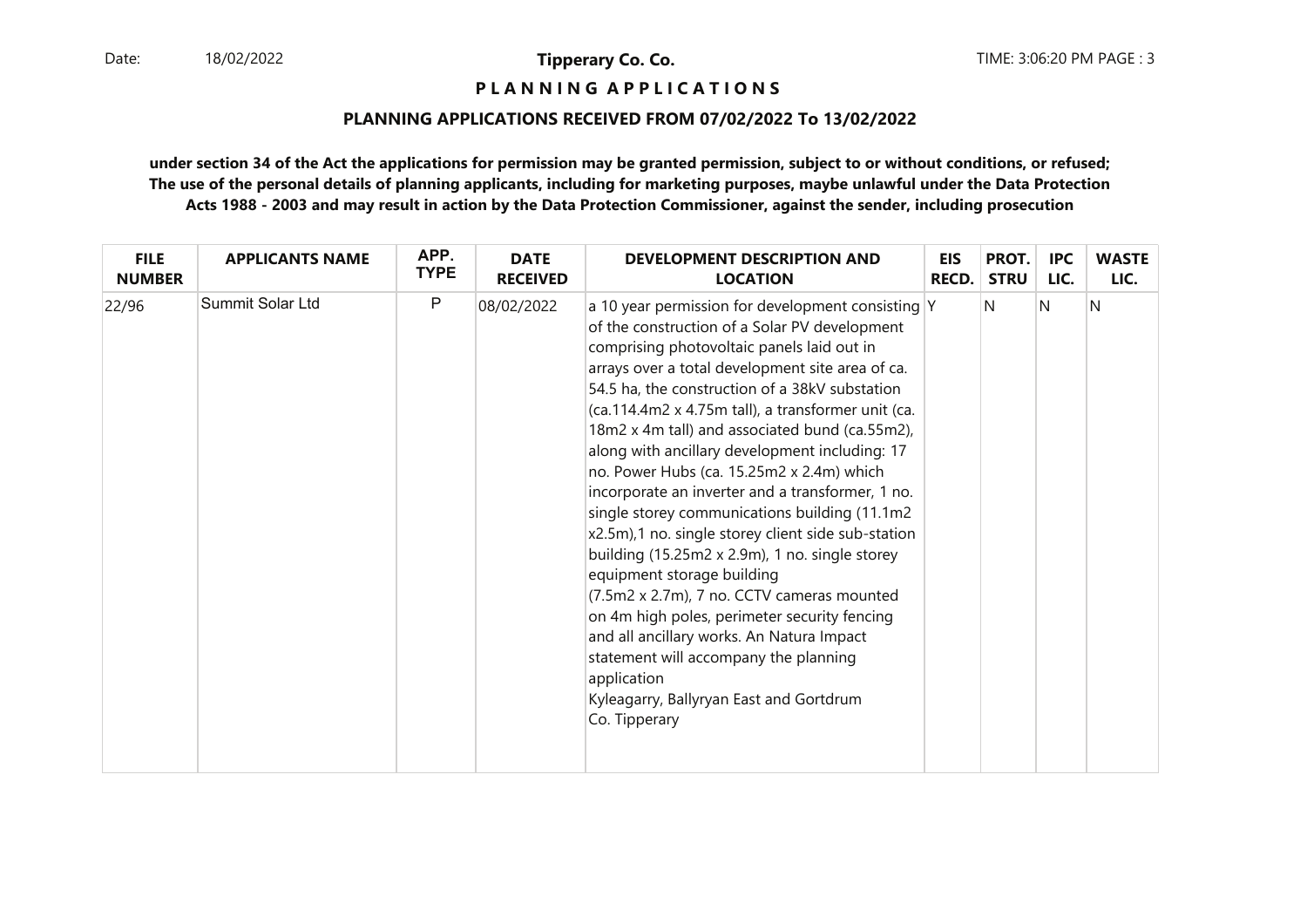**Tipperary Co. Co.**

**P L A N N I N G   A P P L I C A T I O N S**

**PLANNING APPLICATIONS RECEIVED FROM 07/02/2022 To 13/02/2022**

**under section 34 of the Act the applications for permission may be granted permission, subject to or without conditions, or refused; The use of the personal details of planning applicants, including for marketing purposes, maybe unlawful under the Data Protection Acts 1988 - 2003 and may result in action by the Data Protection Commissioner, against the sender, including prosecution**

| FILE NUMBER | APPLICANTS NAME | APP. TYPE | DATE RECEIVED | DEVELOPMENT DESCRIPTION AND LOCATION | EIS RECD. | PROT. STRU | IPC LIC. | WASTE LIC. |
|---|---|---|---|---|---|---|---|---|
| 22/96 | Summit Solar Ltd | P | 08/02/2022 | a 10 year permission for development consisting of the construction of a Solar PV development comprising photovoltaic panels laid out in arrays over a total development site area of ca. 54.5 ha, the construction of a 38kV substation (ca.114.4m2 x 4.75m tall), a transformer unit (ca. 18m2 x 4m tall) and associated bund (ca.55m2), along with ancillary development including: 17 no. Power Hubs (ca. 15.25m2 x 2.4m) which incorporate an inverter and a transformer, 1 no. single storey communications building (11.1m2 x2.5m),1 no. single storey client side sub-station building (15.25m2 x 2.9m), 1 no. single storey equipment storage building (7.5m2 x 2.7m), 7 no. CCTV cameras mounted on 4m high poles, perimeter security fencing and all ancillary works. An Natura Impact statement will accompany the planning application Kyleagarry, Ballyryan East and Gortdrum Co. Tipperary | Y | N | N | N |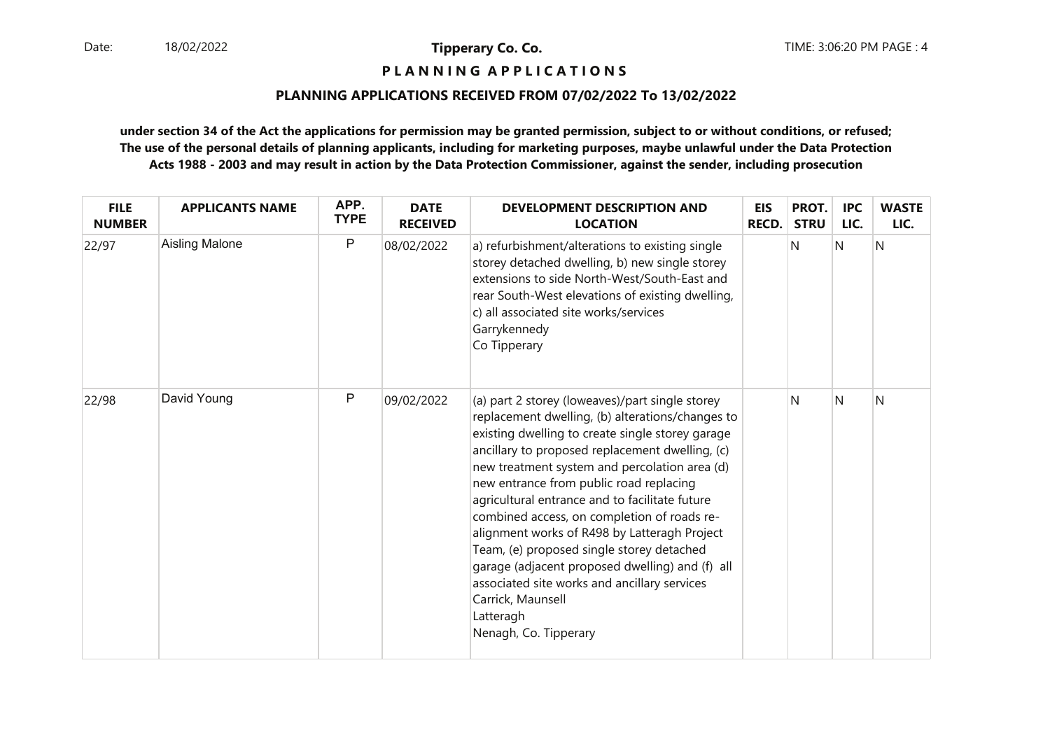**Tipperary Co. Co.**

**P L A N N I N G A P P L I C A T I O N S**

**PLANNING APPLICATIONS RECEIVED FROM 07/02/2022 To 13/02/2022**

**under section 34 of the Act the applications for permission may be granted permission, subject to or without conditions, or refused; The use of the personal details of planning applicants, including for marketing purposes, maybe unlawful under the Data Protection Acts 1988 - 2003 and may result in action by the Data Protection Commissioner, against the sender, including prosecution**

| FILE NUMBER | APPLICANTS NAME | APP. TYPE | DATE RECEIVED | DEVELOPMENT DESCRIPTION AND LOCATION | EIS RECD. | PROT. STRU | IPC LIC. | WASTE LIC. |
|---|---|---|---|---|---|---|---|---|
| 22/97 | Aisling Malone | P | 08/02/2022 | a) refurbishment/alterations to existing single storey detached dwelling, b) new single storey extensions to side North-West/South-East and rear South-West elevations of existing dwelling, c) all associated site works/services<br>Garrykennedy<br>Co Tipperary | | N | N | N |
| 22/98 | David Young | P | 09/02/2022 | (a) part 2 storey (loweaves)/part single storey replacement dwelling, (b) alterations/changes to existing dwelling to create single storey garage ancillary to proposed replacement dwelling, (c) new treatment system and percolation area (d) new entrance from public road replacing agricultural entrance and to facilitate future combined access, on completion of roads re-alignment works of R498 by Latteragh Project Team, (e) proposed single storey detached garage (adjacent proposed dwelling) and (f) all associated site works and ancillary services<br>Carrick, Maunsell<br>Latteragh<br>Nenagh, Co. Tipperary | | N | N | N |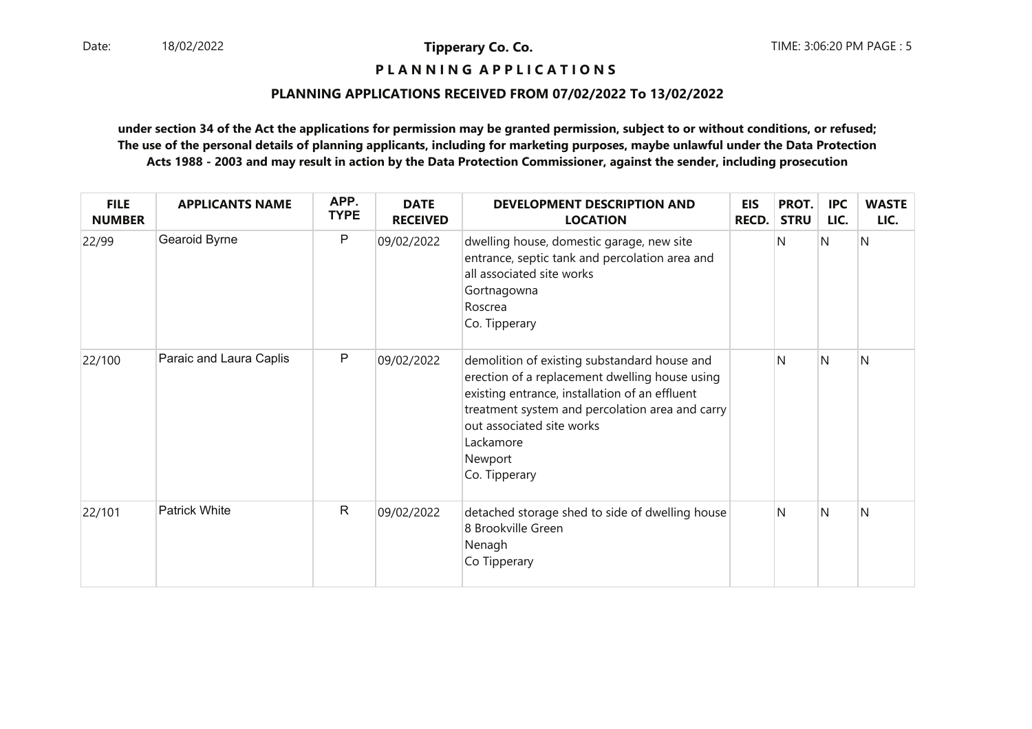**Tipperary Co. Co.**

**P L A N N I N G A P P L I C A T I O N S**

**PLANNING APPLICATIONS RECEIVED FROM 07/02/2022 To 13/02/2022**

**under section 34 of the Act the applications for permission may be granted permission, subject to or without conditions, or refused; The use of the personal details of planning applicants, including for marketing purposes, maybe unlawful under the Data Protection Acts 1988 - 2003 and may result in action by the Data Protection Commissioner, against the sender, including prosecution**

| FILE NUMBER | APPLICANTS NAME | APP. TYPE | DATE RECEIVED | DEVELOPMENT DESCRIPTION AND LOCATION | EIS RECD. | PROT. STRU | IPC LIC. | WASTE LIC. |
|---|---|---|---|---|---|---|---|---|
| 22/99 | Gearoid Byrne | P | 09/02/2022 | dwelling house, domestic garage, new site entrance, septic tank and percolation area and all associated site works<br>Gortnagowna<br>Roscrea<br>Co. Tipperary | | N | N | N |
| 22/100 | Paraic and Laura Caplis | P | 09/02/2022 | demolition of existing substandard house and erection of a replacement dwelling house using existing entrance, installation of an effluent treatment system and percolation area and carry out associated site works<br>Lackamore<br>Newport<br>Co. Tipperary | | N | N | N |
| 22/101 | Patrick White | R | 09/02/2022 | detached storage shed to side of dwelling house<br>8 Brookville Green<br>Nenagh<br>Co Tipperary | | N | N | N |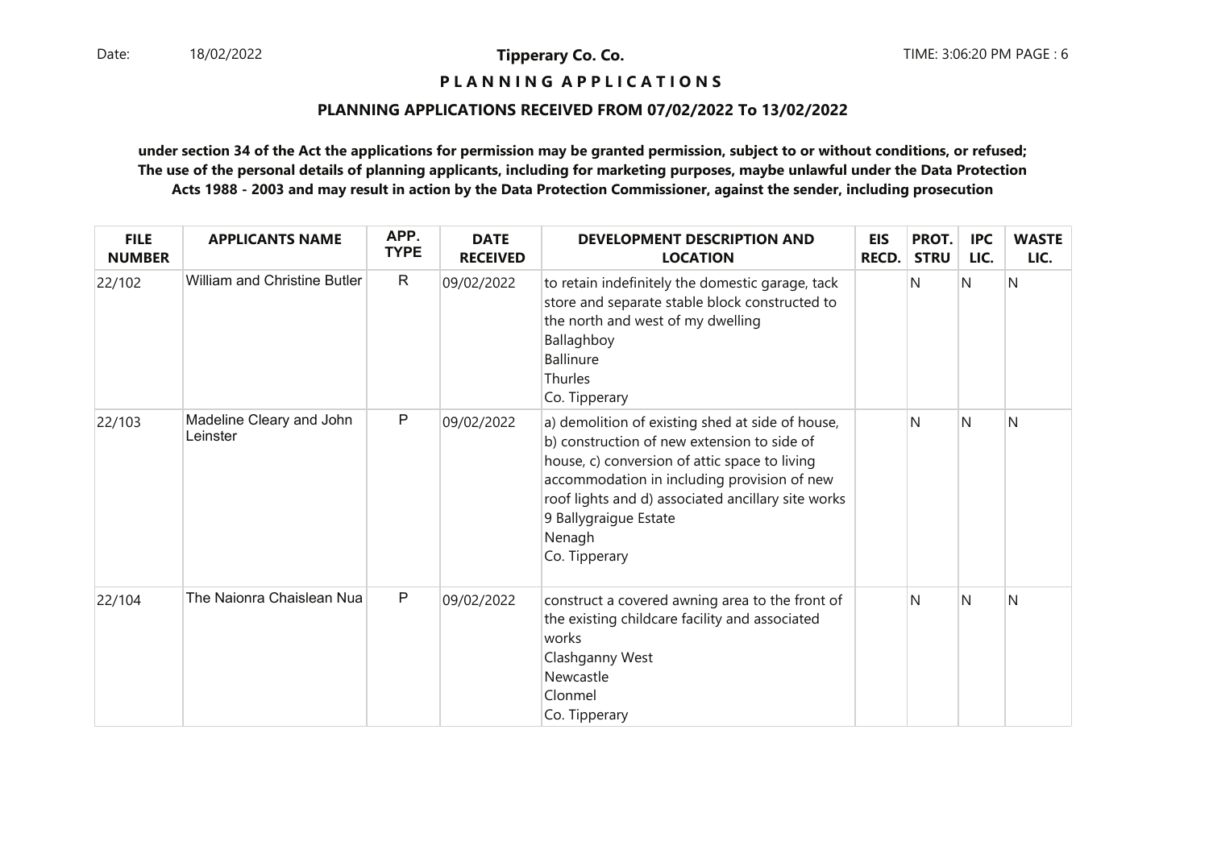**PLANNING APPLICATIONS**

**PLANNING APPLICATIONS RECEIVED FROM 07/02/2022 To 13/02/2022**

**under section 34 of the Act the applications for permission may be granted permission, subject to or without conditions, or refused; The use of the personal details of planning applicants, including for marketing purposes, maybe unlawful under the Data Protection Acts 1988 - 2003 and may result in action by the Data Protection Commissioner, against the sender, including prosecution**

| FILE NUMBER | APPLICANTS NAME | APP. TYPE | DATE RECEIVED | DEVELOPMENT DESCRIPTION AND LOCATION | EIS RECD. | PROT. STRU | IPC LIC. | WASTE LIC. |
|---|---|---|---|---|---|---|---|---|
| 22/102 | William and Christine Butler | R | 09/02/2022 | to retain indefinitely the domestic garage, tack store and separate stable block constructed to the north and west of my dwelling<br>Ballaghboy<br>Ballinure<br>Thurles<br>Co. Tipperary | | N | N | N |
| 22/103 | Madeline Cleary and John Leinster | P | 09/02/2022 | a) demolition of existing shed at side of house, b) construction of new extension to side of house, c) conversion of attic space to living accommodation in including provision of new roof lights and d) associated ancillary site works<br>9 Ballygraigue Estate<br>Nenagh<br>Co. Tipperary | | N | N | N |
| 22/104 | The Naionra Chaislean Nua | P | 09/02/2022 | construct a covered awning area to the front of the existing childcare facility and associated works<br>Clashganny West<br>Newcastle<br>Clonmel<br>Co. Tipperary | | N | N | N |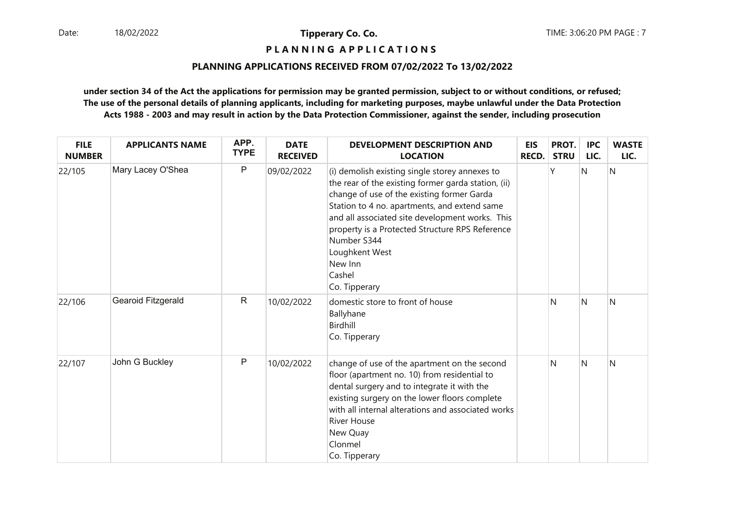**Tipperary Co. Co.**

**PLANNING APPLICATIONS**

**PLANNING APPLICATIONS RECEIVED FROM 07/02/2022 To 13/02/2022**

**under section 34 of the Act the applications for permission may be granted permission, subject to or without conditions, or refused; The use of the personal details of planning applicants, including for marketing purposes, maybe unlawful under the Data Protection Acts 1988 - 2003 and may result in action by the Data Protection Commissioner, against the sender, including prosecution**

| FILE NUMBER | APPLICANTS NAME | APP. TYPE | DATE RECEIVED | DEVELOPMENT DESCRIPTION AND LOCATION | EIS RECD. | PROT. STRU | IPC LIC. | WASTE LIC. |
|---|---|---|---|---|---|---|---|---|
| 22/105 | Mary Lacey O'Shea | P | 09/02/2022 | (i) demolish existing single storey annexes to the rear of the existing former garda station, (ii) change of use of the existing former Garda Station to 4 no. apartments, and extend same and all associated site development works. This property is a Protected Structure RPS Reference Number S344<br>Loughkent West<br>New Inn<br>Cashel<br>Co. Tipperary | | Y | N | N |
| 22/106 | Gearoid Fitzgerald | R | 10/02/2022 | domestic store to front of house<br>Ballyhane<br>Birdhill<br>Co. Tipperary | | N | N | N |
| 22/107 | John G Buckley | P | 10/02/2022 | change of use of the apartment on the second floor (apartment no. 10) from residential to dental surgery and to integrate it with the existing surgery on the lower floors complete with all internal alterations and associated works<br>River House<br>New Quay<br>Clonmel<br>Co. Tipperary | | N | N | N |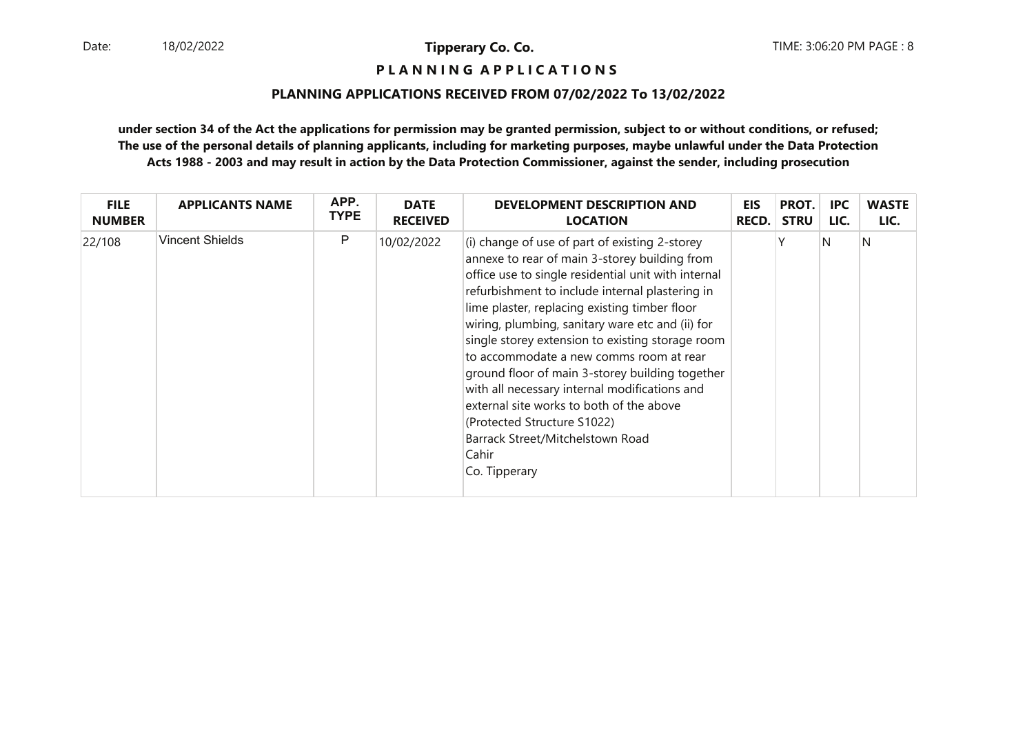**Tipperary Co. Co.**

**P L A N N I N G   A P P L I C A T I O N S**

**PLANNING APPLICATIONS RECEIVED FROM 07/02/2022 To 13/02/2022**

**under section 34 of the Act the applications for permission may be granted permission, subject to or without conditions, or refused; The use of the personal details of planning applicants, including for marketing purposes, maybe unlawful under the Data Protection Acts 1988 - 2003 and may result in action by the Data Protection Commissioner, against the sender, including prosecution**

| FILE NUMBER | APPLICANTS NAME | APP. TYPE | DATE RECEIVED | DEVELOPMENT DESCRIPTION AND LOCATION | EIS RECD. | PROT. STRU | IPC LIC. | WASTE LIC. |
|---|---|---|---|---|---|---|---|---|
| 22/108 | Vincent Shields | P | 10/02/2022 | (i) change of use of part of existing 2-storey annexe to rear of main 3-storey building from office use to single residential unit with internal refurbishment to include internal plastering in lime plaster, replacing existing timber floor wiring, plumbing, sanitary ware etc and (ii) for single storey extension to existing storage room to accommodate a new comms room at rear ground floor of main 3-storey building together with all necessary internal modifications and external site works to both of the above (Protected Structure S1022)<br>Barrack Street/Mitchelstown Road<br>Cahir<br>Co. Tipperary | | Y | N | N |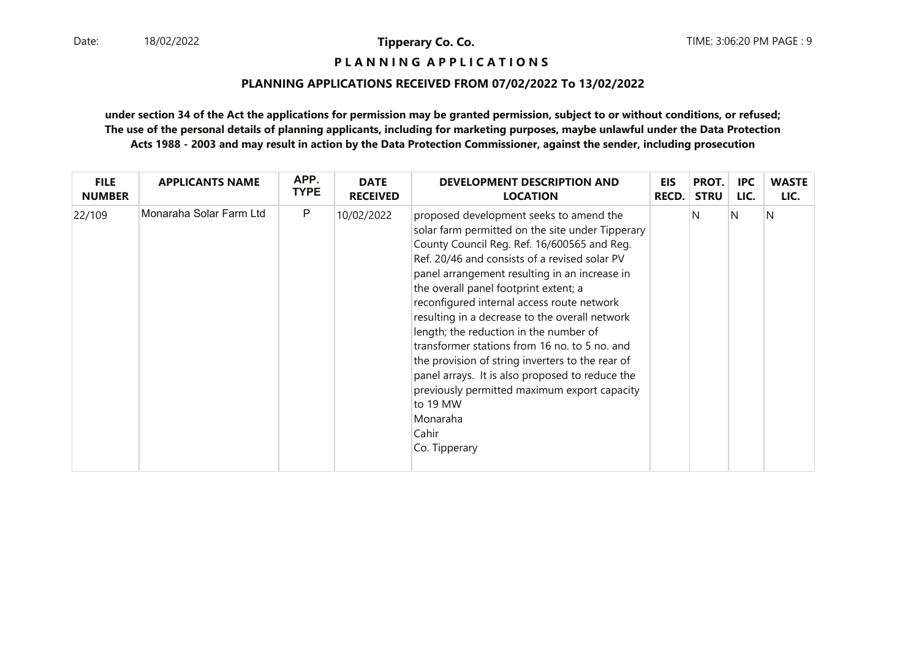**Tipperary Co. Co.**

# P L A N N I N G A P P L I C A T I O N S

## PLANNING APPLICATIONS RECEIVED FROM 07/02/2022 To 13/02/2022

**under section 34 of the Act the applications for permission may be granted permission, subject to or without conditions, or refused; The use of the personal details of planning applicants, including for marketing purposes, maybe unlawful under the Data Protection Acts 1988 - 2003 and may result in action by the Data Protection Commissioner, against the sender, including prosecution**

| FILE NUMBER | APPLICANTS NAME | APP. TYPE | DATE RECEIVED | DEVELOPMENT DESCRIPTION AND LOCATION | EIS RECD. | PROT. STRU | IPC LIC. | WASTE LIC. |
|---|---|---|---|---|---|---|---|---|
| 22/109 | Monaraha Solar Farm Ltd | P | 10/02/2022 | proposed development seeks to amend the solar farm permitted on the site under Tipperary County Council Reg. Ref. 16/600565 and Reg. Ref. 20/46 and consists of a revised solar PV panel arrangement resulting in an increase in the overall panel footprint extent; a reconfigured internal access route network resulting in a decrease to the overall network length; the reduction in the number of transformer stations from 16 no. to 5 no. and the provision of string inverters to the rear of panel arrays. It is also proposed to reduce the previously permitted maximum export capacity to 19 MW<br>Monaraha<br>Cahir<br>Co. Tipperary | | N | N | N |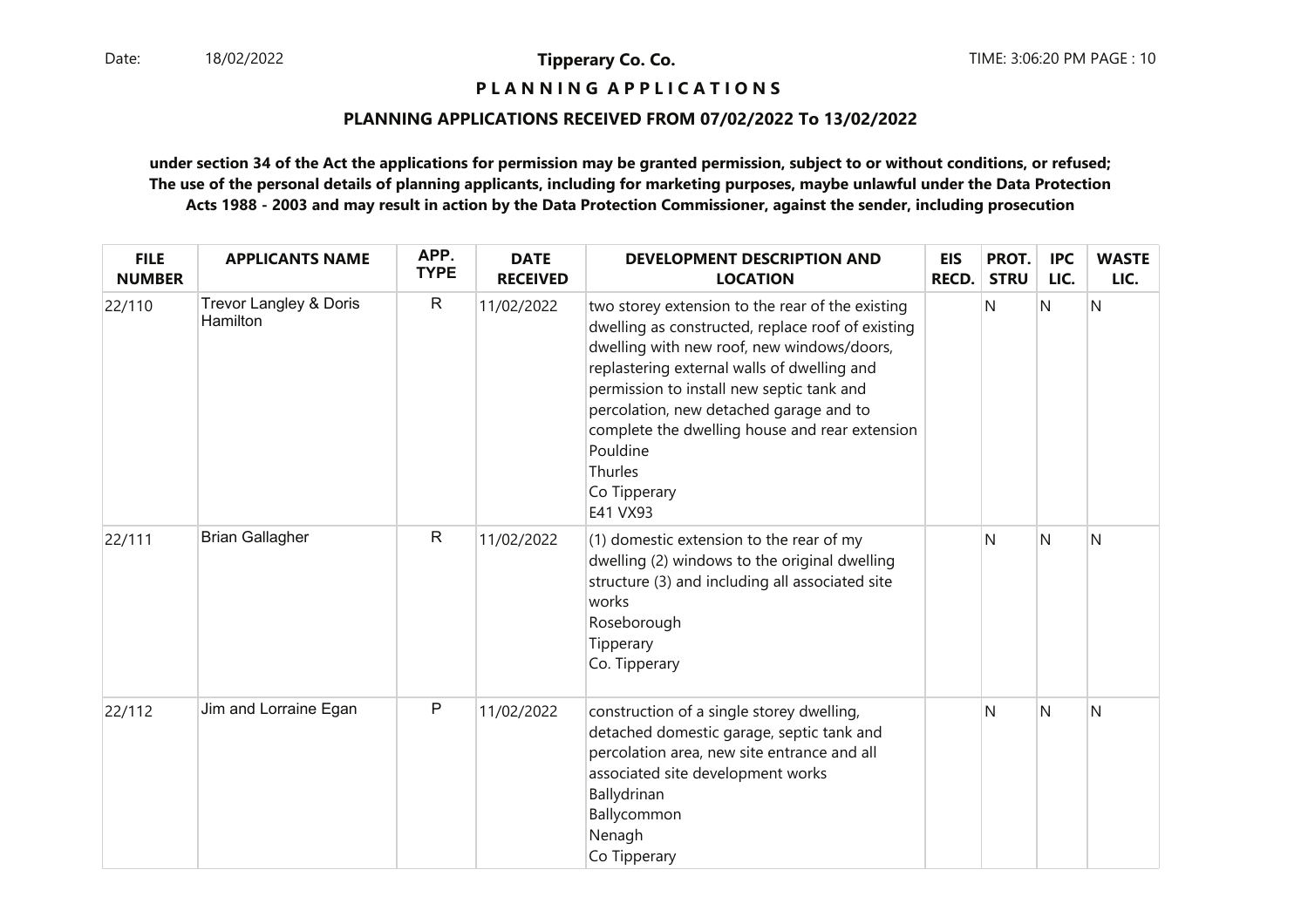**PLANNING APPLICATIONS**

**PLANNING APPLICATIONS RECEIVED FROM 07/02/2022 To 13/02/2022**

**under section 34 of the Act the applications for permission may be granted permission, subject to or without conditions, or refused; The use of the personal details of planning applicants, including for marketing purposes, maybe unlawful under the Data Protection Acts 1988 - 2003 and may result in action by the Data Protection Commissioner, against the sender, including prosecution**

| FILE NUMBER | APPLICANTS NAME | APP. TYPE | DATE RECEIVED | DEVELOPMENT DESCRIPTION AND LOCATION | EIS RECD. | PROT. STRU | IPC LIC. | WASTE LIC. |
|---|---|---|---|---|---|---|---|---|
| 22/110 | Trevor Langley & Doris Hamilton | R | 11/02/2022 | two storey extension to the rear of the existing dwelling as constructed, replace roof of existing dwelling with new roof, new windows/doors, replastering external walls of dwelling and permission to install new septic tank and percolation, new detached garage and to complete the dwelling house and rear extension Pouldine Thurles Co Tipperary E41 VX93 | | N | N | N |
| 22/111 | Brian Gallagher | R | 11/02/2022 | (1) domestic extension to the rear of my dwelling (2) windows to the original dwelling structure (3) and including all associated site works Roseborough Tipperary Co. Tipperary | | N | N | N |
| 22/112 | Jim and Lorraine Egan | P | 11/02/2022 | construction of a single storey dwelling, detached domestic garage, septic tank and percolation area, new site entrance and all associated site development works Ballydrinan Ballycommon Nenagh Co Tipperary | | N | N | N |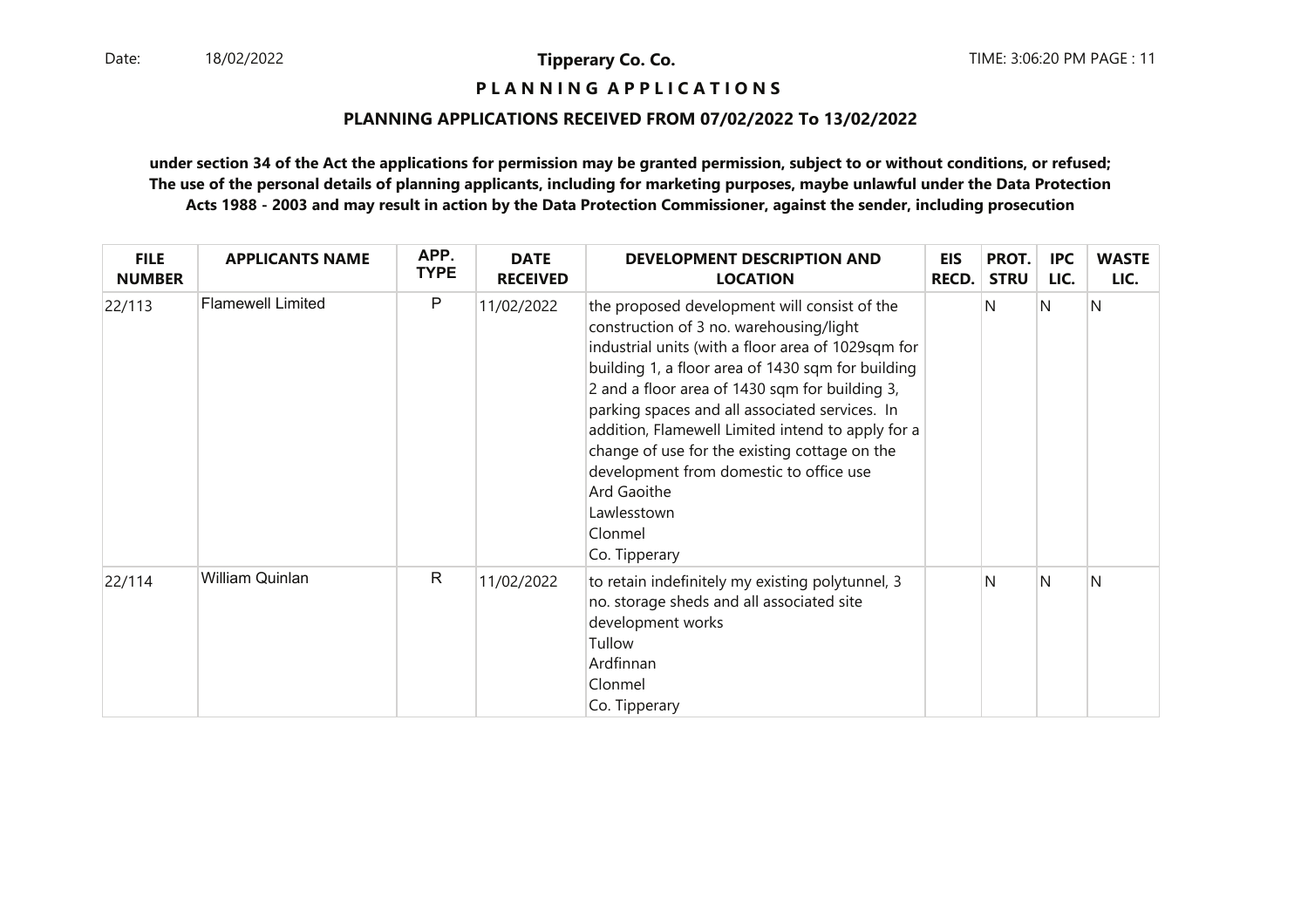**Tipperary Co. Co.**

**P L A N N I N G   A P P L I C A T I O N S**

**PLANNING APPLICATIONS RECEIVED FROM 07/02/2022 To 13/02/2022**

**under section 34 of the Act the applications for permission may be granted permission, subject to or without conditions, or refused; The use of the personal details of planning applicants, including for marketing purposes, maybe unlawful under the Data Protection Acts 1988 - 2003 and may result in action by the Data Protection Commissioner, against the sender, including prosecution**

| FILE NUMBER | APPLICANTS NAME | APP. TYPE | DATE RECEIVED | DEVELOPMENT DESCRIPTION AND LOCATION | EIS RECD. | PROT. STRU | IPC LIC. | WASTE LIC. |
|---|---|---|---|---|---|---|---|---|
| 22/113 | Flamewell Limited | P | 11/02/2022 | the proposed development will consist of the construction of 3 no. warehousing/light industrial units (with a floor area of 1029sqm for building 1, a floor area of 1430 sqm for building 2 and a floor area of 1430 sqm for building 3, parking spaces and all associated services. In addition, Flamewell Limited intend to apply for a change of use for the existing cottage on the development from domestic to office use<br>Ard Gaoithe<br>Lawlesstown<br>Clonmel<br>Co. Tipperary | | N | N | N |
| 22/114 | William Quinlan | R | 11/02/2022 | to retain indefinitely my existing polytunnel, 3 no. storage sheds and all associated site development works<br>Tullow<br>Ardfinnan<br>Clonmel<br>Co. Tipperary | | N | N | N |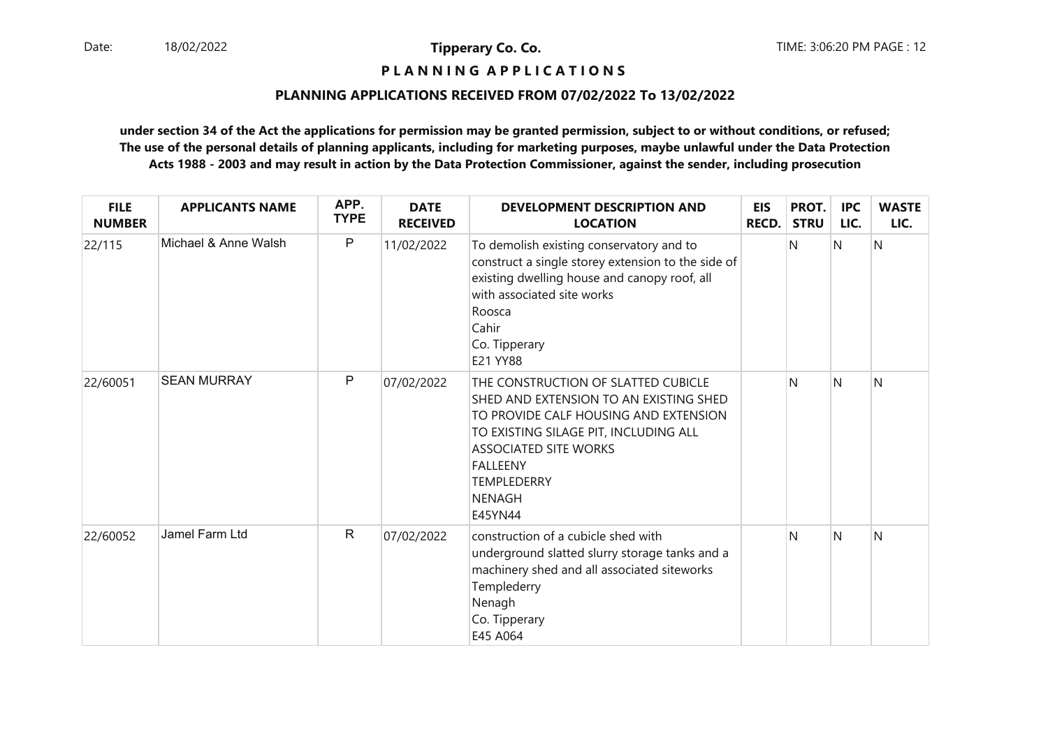**Tipperary Co. Co.**

**P L A N N I N G A P P L I C A T I O N S**

**PLANNING APPLICATIONS RECEIVED FROM 07/02/2022 To 13/02/2022**

**under section 34 of the Act the applications for permission may be granted permission, subject to or without conditions, or refused; The use of the personal details of planning applicants, including for marketing purposes, maybe unlawful under the Data Protection Acts 1988 - 2003 and may result in action by the Data Protection Commissioner, against the sender, including prosecution**

| FILE NUMBER | APPLICANTS NAME | APP. TYPE | DATE RECEIVED | DEVELOPMENT DESCRIPTION AND LOCATION | EIS RECD. | PROT. STRU | IPC LIC. | WASTE LIC. |
|---|---|---|---|---|---|---|---|---|
| 22/115 | Michael & Anne Walsh | P | 11/02/2022 | To demolish existing conservatory and to construct a single storey extension to the side of existing dwelling house and canopy roof, all with associated site works<br>Roosca<br>Cahir<br>Co. Tipperary<br>E21 YY88 | | N | N | N |
| 22/60051 | SEAN MURRAY | P | 07/02/2022 | THE CONSTRUCTION OF SLATTED CUBICLE SHED AND EXTENSION TO AN EXISTING SHED TO PROVIDE CALF HOUSING AND EXTENSION TO EXISTING SILAGE PIT, INCLUDING ALL ASSOCIATED SITE WORKS<br>FALLEENY<br>TEMPLEDERRY<br>NENAGH<br>E45YN44 | | N | N | N |
| 22/60052 | Jamel Farm Ltd | R | 07/02/2022 | construction of a cubicle shed with underground slatted slurry storage tanks and a machinery shed and all associated siteworks<br>Templederry<br>Nenagh<br>Co. Tipperary<br>E45 A064 | | N | N | N |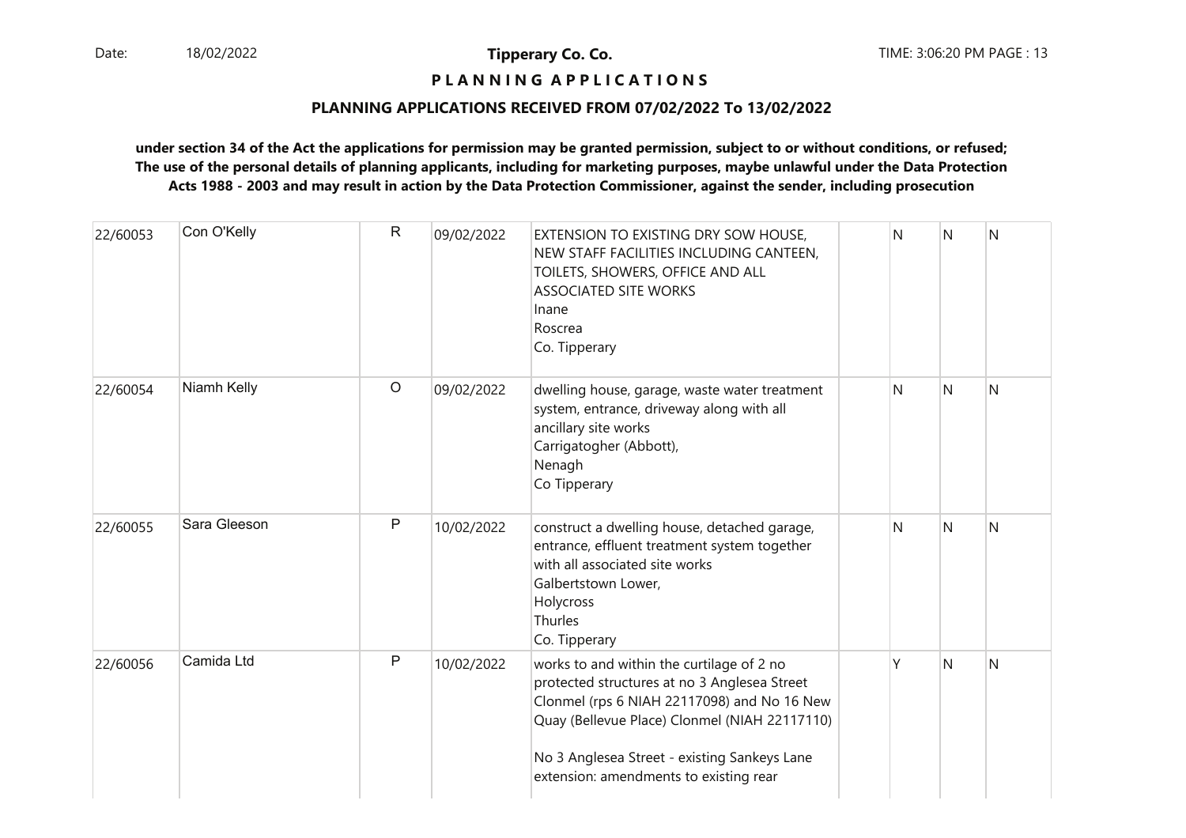**Tipperary Co. Co.**

**P L A N N I N G A P P L I C A T I O N S**

**PLANNING APPLICATIONS RECEIVED FROM 07/02/2022 To 13/02/2022**

**under section 34 of the Act the applications for permission may be granted permission, subject to or without conditions, or refused; The use of the personal details of planning applicants, including for marketing purposes, maybe unlawful under the Data Protection Acts 1988 - 2003 and may result in action by the Data Protection Commissioner, against the sender, including prosecution**

| | | | | | | | | |
|---|---|---|---|---|---|---|---|---|
| 22/60053 | Con O'Kelly | R | 09/02/2022 | EXTENSION TO EXISTING DRY SOW HOUSE, NEW STAFF FACILITIES INCLUDING CANTEEN, TOILETS, SHOWERS, OFFICE AND ALL ASSOCIATED SITE WORKS<br>Inane<br>Roscrea<br>Co. Tipperary | | N | N | N |
| 22/60054 | Niamh Kelly | O | 09/02/2022 | dwelling house, garage, waste water treatment system, entrance, driveway along with all ancillary site works<br>Carrigatogher (Abbott),<br>Nenagh<br>Co Tipperary | | N | N | N |
| 22/60055 | Sara Gleeson | P | 10/02/2022 | construct a dwelling house, detached garage, entrance, effluent treatment system together with all associated site works<br>Galbertstown Lower,<br>Holycross<br>Thurles<br>Co. Tipperary | | N | N | N |
| 22/60056 | Camida Ltd | P | 10/02/2022 | works to and within the curtilage of 2 no protected structures at no 3 Anglesea Street Clonmel (rps 6 NIAH 22117098) and No 16 New Quay (Bellevue Place) Clonmel (NIAH 22117110)<br><br>No 3 Anglesea Street - existing Sankeys Lane extension: amendments to existing rear | | Y | N | N |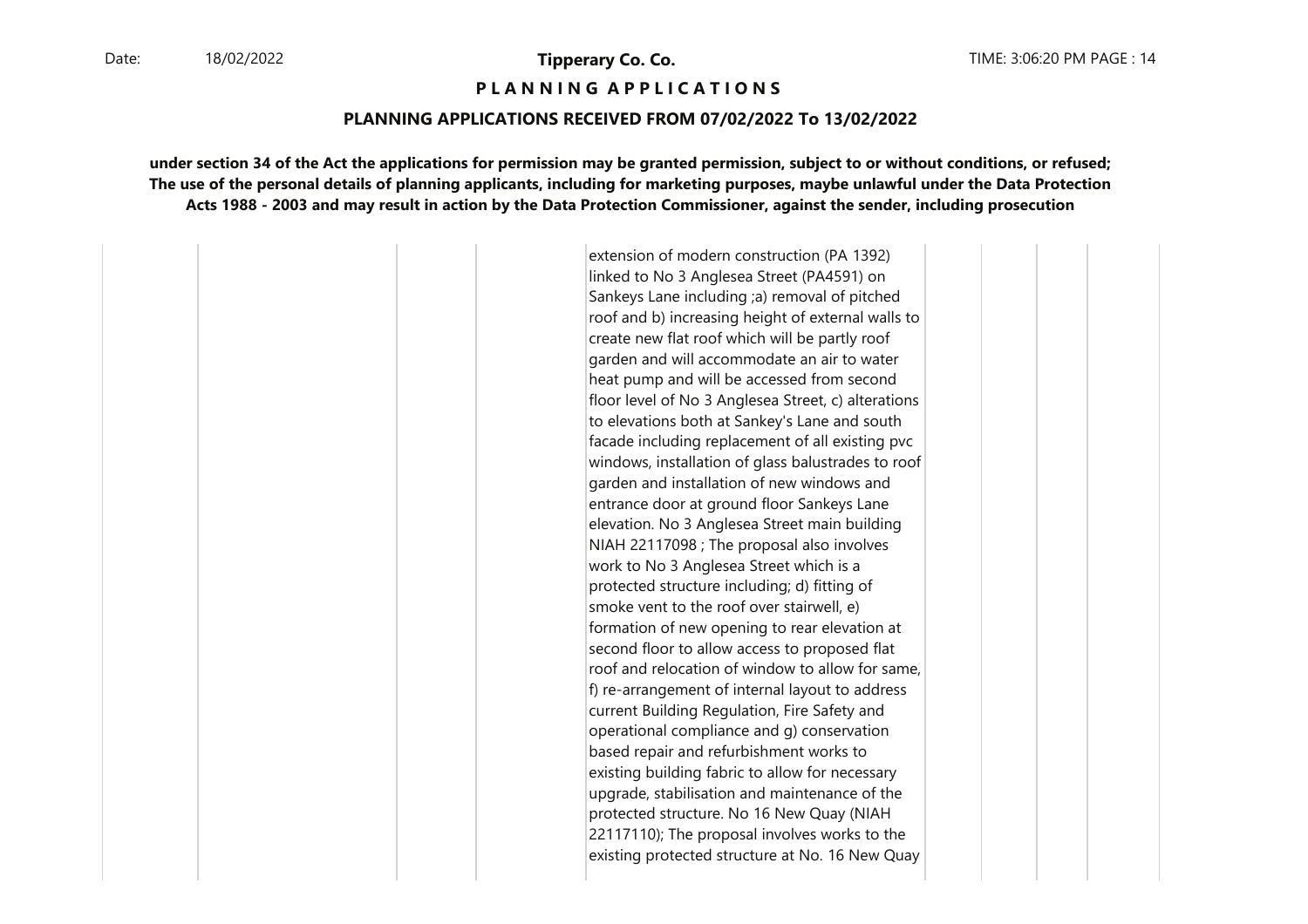**Tipperary Co. Co.**

**P L A N N I N G   A P P L I C A T I O N S**

**PLANNING APPLICATIONS RECEIVED FROM 07/02/2022 To 13/02/2022**

**under section 34 of the Act the applications for permission may be granted permission, subject to or without conditions, or refused; The use of the personal details of planning applicants, including for marketing purposes, maybe unlawful under the Data Protection Acts 1988 - 2003 and may result in action by the Data Protection Commissioner, against the sender, including prosecution**

| | | | | | | | | |
|---|---|---|---|---|---|---|---|---|
| | | | | extension of modern construction (PA 1392) linked to No 3 Anglesea Street (PA4591) on Sankeys Lane including ;a) removal of pitched roof and b) increasing height of external walls to create new flat roof which will be partly roof garden and will accommodate an air to water heat pump and will be accessed from second floor level of No 3 Anglesea Street, c) alterations to elevations both at Sankey's Lane and south facade including replacement of all existing pvc windows, installation of glass balustrades to roof garden and installation of new windows and entrance door at ground floor Sankeys Lane elevation. No 3 Anglesea Street main building NIAH 22117098 ; The proposal also involves work to No 3 Anglesea Street which is a protected structure including; d) fitting of smoke vent to the roof over stairwell, e) formation of new opening to rear elevation at second floor to allow access to proposed flat roof and relocation of window to allow for same, f) re-arrangement of internal layout to address current Building Regulation, Fire Safety and operational compliance and g) conservation based repair and refurbishment works to existing building fabric to allow for necessary upgrade, stabilisation and maintenance of the protected structure. No 16 New Quay (NIAH 22117110); The proposal involves works to the existing protected structure at No. 16 New Quay | | | | |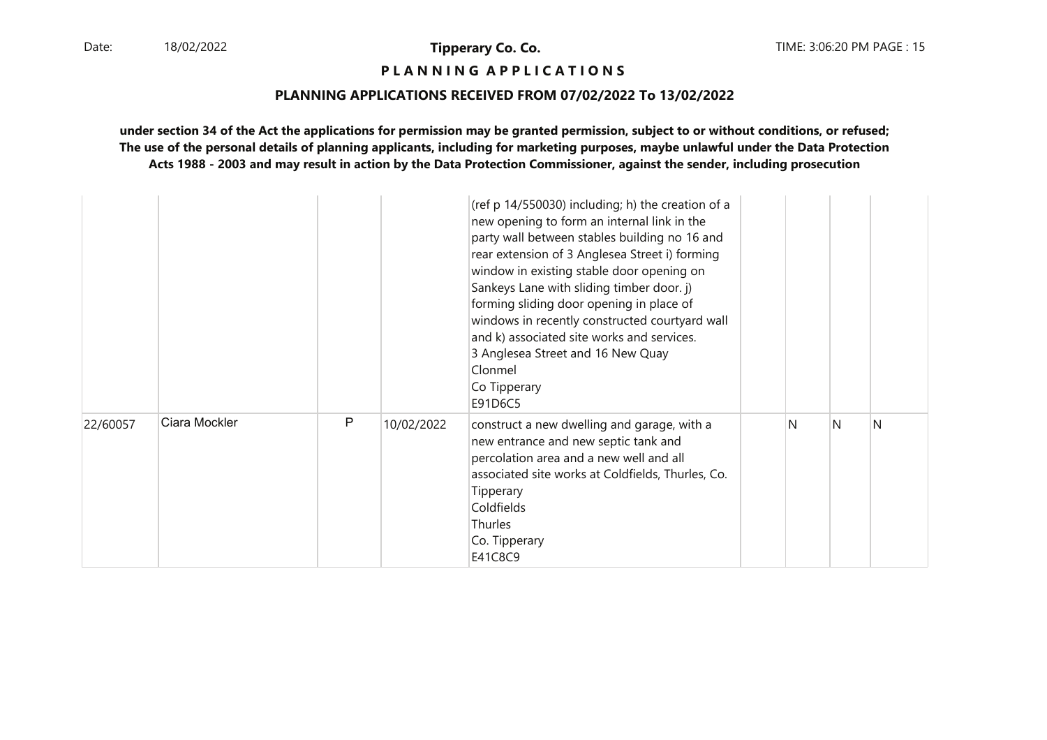**Tipperary Co. Co.**

**P L A N N I N G A P P L I C A T I O N S**

**PLANNING APPLICATIONS RECEIVED FROM 07/02/2022 To 13/02/2022**

**under section 34 of the Act the applications for permission may be granted permission, subject to or without conditions, or refused; The use of the personal details of planning applicants, including for marketing purposes, maybe unlawful under the Data Protection Acts 1988 - 2003 and may result in action by the Data Protection Commissioner, against the sender, including prosecution**

| | | | | | | | | |
|---|---|---|---|---|---|---|---|---|
| | | | | (ref p 14/550030) including; h) the creation of a new opening to form an internal link in the party wall between stables building no 16 and rear extension of 3 Anglesea Street i) forming window in existing stable door opening on Sankeys Lane with sliding timber door. j) forming sliding door opening in place of windows in recently constructed courtyard wall and k) associated site works and services.<br>3 Anglesea Street and 16 New Quay<br>Clonmel<br>Co Tipperary<br>E91D6C5 | | | | |
| 22/60057 | Ciara Mockler | P | 10/02/2022 | construct a new dwelling and garage, with a new entrance and new septic tank and percolation area and a new well and all associated site works at Coldfields, Thurles, Co. Tipperary<br>Coldfields<br>Thurles<br>Co. Tipperary<br>E41C8C9 | | N | N | N |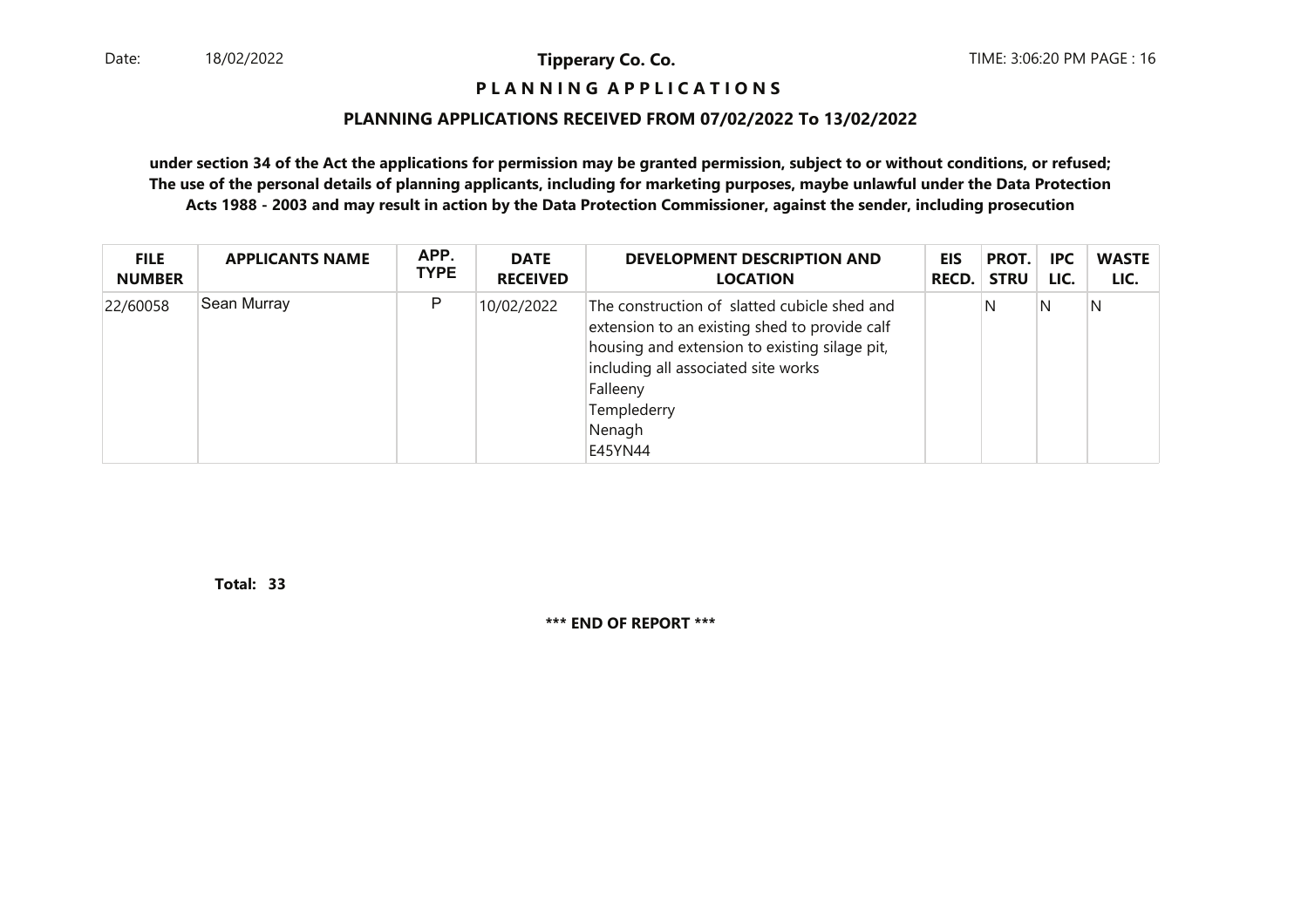**Tipperary Co. Co.**

**P L A N N I N G   A P P L I C A T I O N S**

**PLANNING APPLICATIONS RECEIVED FROM 07/02/2022 To 13/02/2022**

**under section 34 of the Act the applications for permission may be granted permission, subject to or without conditions, or refused; The use of the personal details of planning applicants, including for marketing purposes, maybe unlawful under the Data Protection Acts 1988 - 2003 and may result in action by the Data Protection Commissioner, against the sender, including prosecution**

| FILE NUMBER | APPLICANTS NAME | APP. TYPE | DATE RECEIVED | DEVELOPMENT DESCRIPTION AND LOCATION | EIS RECD. | PROT. STRU | IPC LIC. | WASTE LIC. |
|---|---|---|---|---|---|---|---|---|
| 22/60058 | Sean Murray | P | 10/02/2022 | The construction of slatted cubicle shed and extension to an existing shed to provide calf housing and extension to existing silage pit, including all associated site works<br>Falleeny<br>Templederry<br>Nenagh<br>E45YN44 | | N | N | N |

**Total: 33**

**\*\*\* END OF REPORT \*\*\***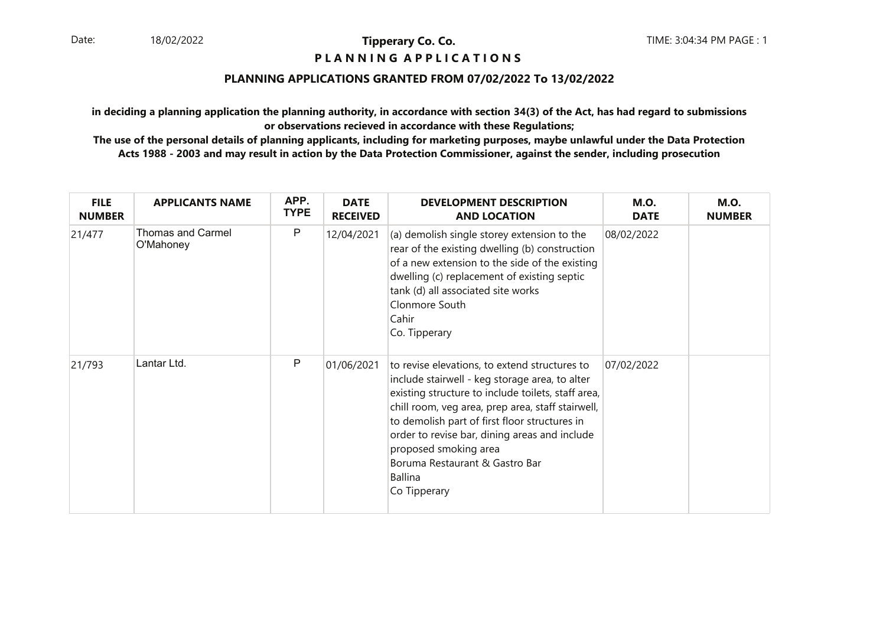**Tipperary Co. Co.**

**P L A N N I N G A P P L I C A T I O N S**

## PLANNING APPLICATIONS GRANTED FROM 07/02/2022 To 13/02/2022

**in deciding a planning application the planning authority, in accordance with section 34(3) of the Act, has had regard to submissions or observations recieved in accordance with these Regulations;**

**The use of the personal details of planning applicants, including for marketing purposes, maybe unlawful under the Data Protection Acts 1988 - 2003 and may result in action by the Data Protection Commissioner, against the sender, including prosecution**

| FILE NUMBER | APPLICANTS NAME | APP. TYPE | DATE RECEIVED | DEVELOPMENT DESCRIPTION AND LOCATION | M.O. DATE | M.O. NUMBER |
|---|---|---|---|---|---|---|
| 21/477 | Thomas and Carmel O'Mahoney | P | 12/04/2021 | (a) demolish single storey extension to the rear of the existing dwelling (b) construction of a new extension to the side of the existing dwelling (c) replacement of existing septic tank (d) all associated site works<br>Clonmore South<br>Cahir<br>Co. Tipperary | 08/02/2022 | |
| 21/793 | Lantar Ltd. | P | 01/06/2021 | to revise elevations, to extend structures to include stairwell - keg storage area, to alter existing structure to include toilets, staff area, chill room, veg area, prep area, staff stairwell, to demolish part of first floor structures in order to revise bar, dining areas and include proposed smoking area<br>Boruma Restaurant & Gastro Bar<br>Ballina<br>Co Tipperary | 07/02/2022 | |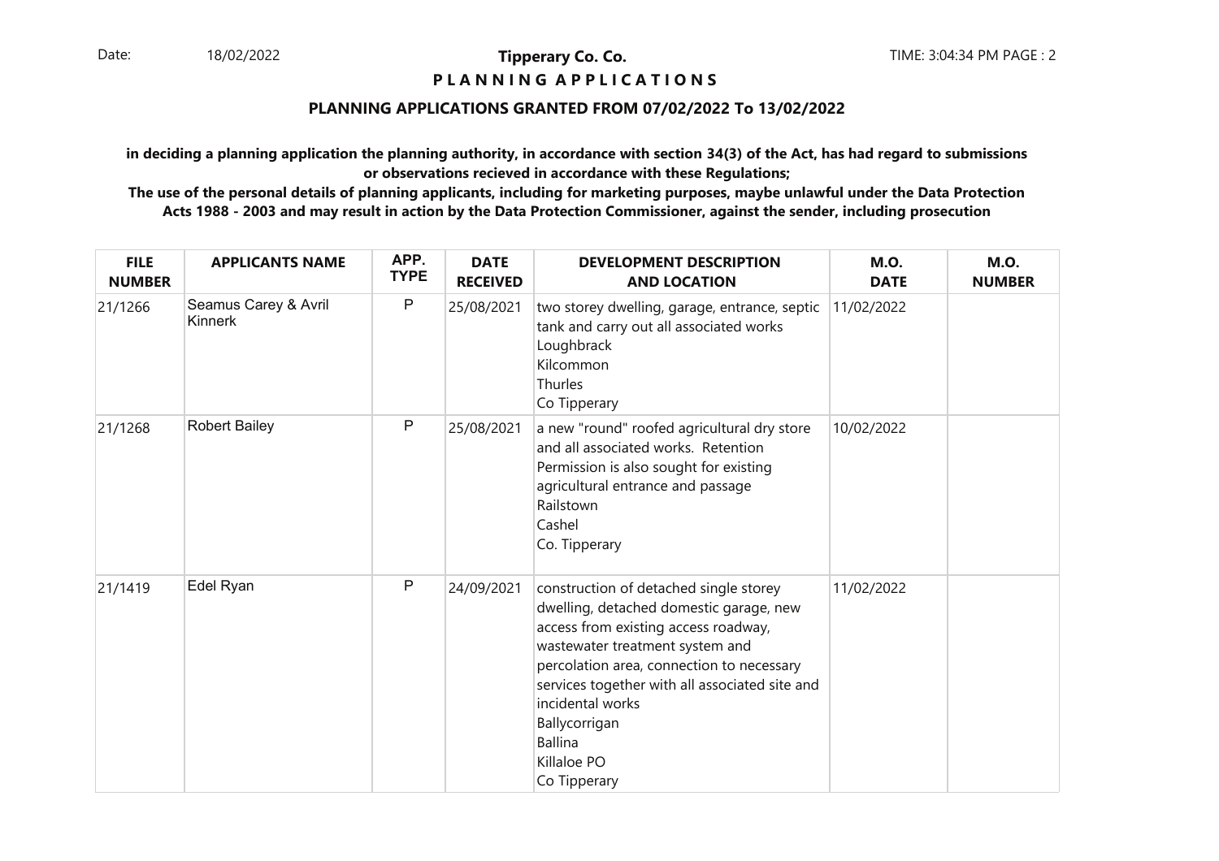**Tipperary Co. Co.**

**P L A N N I N G A P P L I C A T I O N S**

**PLANNING APPLICATIONS GRANTED FROM 07/02/2022 To 13/02/2022**

**in deciding a planning application the planning authority, in accordance with section 34(3) of the Act, has had regard to submissions or observations recieved in accordance with these Regulations;**

**The use of the personal details of planning applicants, including for marketing purposes, maybe unlawful under the Data Protection Acts 1988 - 2003 and may result in action by the Data Protection Commissioner, against the sender, including prosecution**

| FILE NUMBER | APPLICANTS NAME | APP. TYPE | DATE RECEIVED | DEVELOPMENT DESCRIPTION AND LOCATION | M.O. DATE | M.O. NUMBER |
|---|---|---|---|---|---|---|
| 21/1266 | Seamus Carey & Avril Kinnerk | P | 25/08/2021 | two storey dwelling, garage, entrance, septic tank and carry out all associated works<br>Loughbrack<br>Kilcommon<br>Thurles<br>Co Tipperary | 11/02/2022 | |
| 21/1268 | Robert Bailey | P | 25/08/2021 | a new "round" roofed agricultural dry store and all associated works. Retention Permission is also sought for existing agricultural entrance and passage<br>Railstown<br>Cashel<br>Co. Tipperary | 10/02/2022 | |
| 21/1419 | Edel Ryan | P | 24/09/2021 | construction of detached single storey dwelling, detached domestic garage, new access from existing access roadway, wastewater treatment system and percolation area, connection to necessary services together with all associated site and incidental works<br>Ballycorrigan<br>Ballina<br>Killaloe PO<br>Co Tipperary | 11/02/2022 | |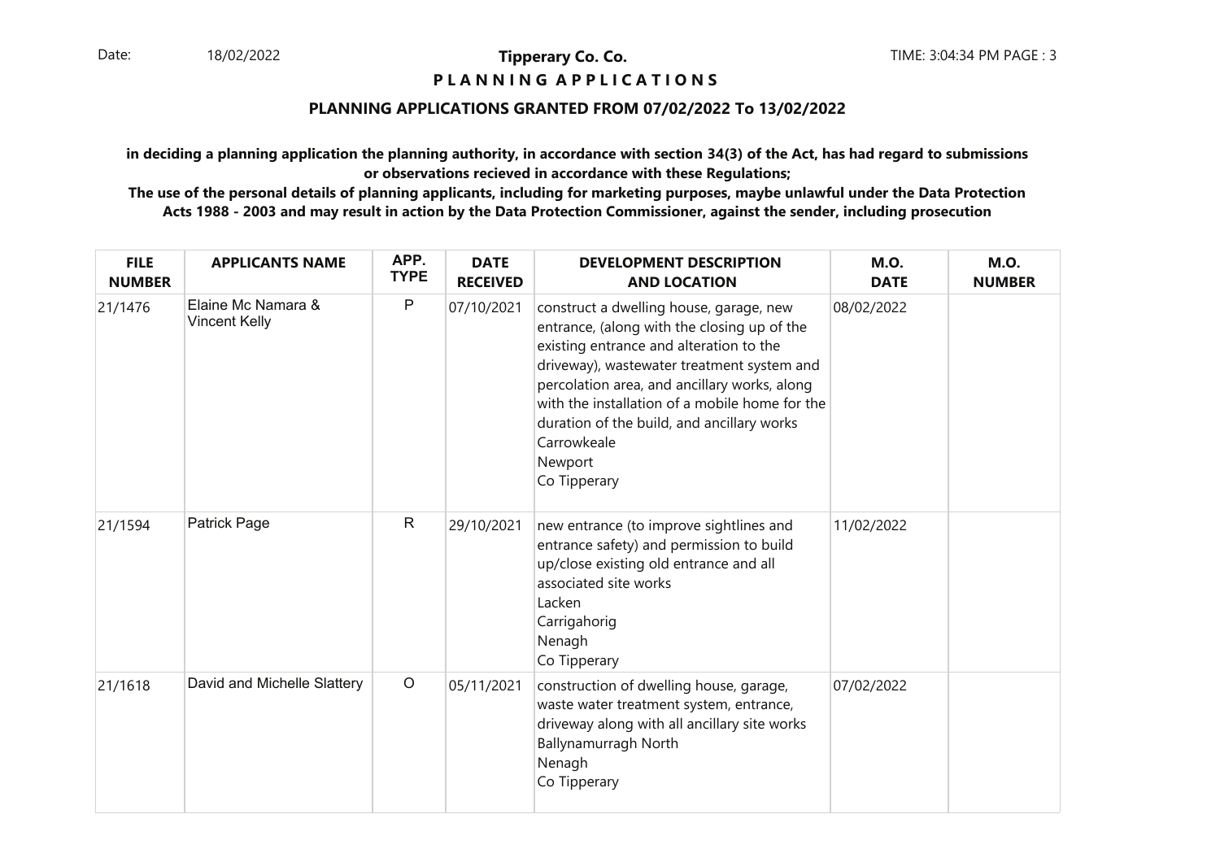**Tipperary Co. Co.**

**P L A N N I N G A P P L I C A T I O N S**

## PLANNING APPLICATIONS GRANTED FROM 07/02/2022 To 13/02/2022

**in deciding a planning application the planning authority, in accordance with section 34(3) of the Act, has had regard to submissions or observations recieved in accordance with these Regulations;**

**The use of the personal details of planning applicants, including for marketing purposes, maybe unlawful under the Data Protection Acts 1988 - 2003 and may result in action by the Data Protection Commissioner, against the sender, including prosecution**

| FILE NUMBER | APPLICANTS NAME | APP. TYPE | DATE RECEIVED | DEVELOPMENT DESCRIPTION AND LOCATION | M.O. DATE | M.O. NUMBER |
|---|---|---|---|---|---|---|
| 21/1476 | Elaine Mc Namara & Vincent Kelly | P | 07/10/2021 | construct a dwelling house, garage, new entrance, (along with the closing up of the existing entrance and alteration to the driveway), wastewater treatment system and percolation area, and ancillary works, along with the installation of a mobile home for the duration of the build, and ancillary works Carrowkeale Newport Co Tipperary | 08/02/2022 | |
| 21/1594 | Patrick Page | R | 29/10/2021 | new entrance (to improve sightlines and entrance safety) and permission to build up/close existing old entrance and all associated site works Lacken Carrigahorig Nenagh Co Tipperary | 11/02/2022 | |
| 21/1618 | David and Michelle Slattery | O | 05/11/2021 | construction of dwelling house, garage, waste water treatment system, entrance, driveway along with all ancillary site works Ballynamurragh North Nenagh Co Tipperary | 07/02/2022 | |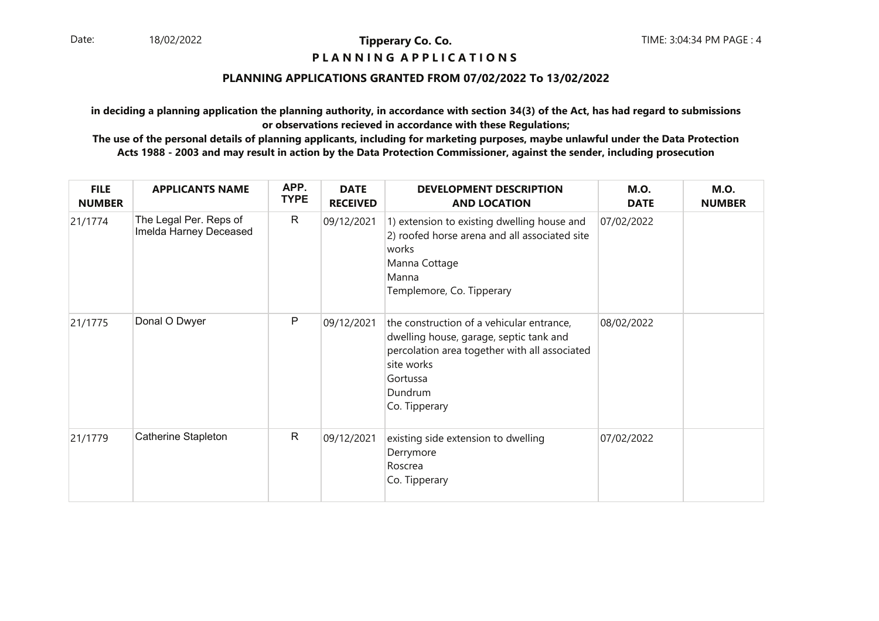**Tipperary Co. Co.**

**P L A N N I N G A P P L I C A T I O N S**

**PLANNING APPLICATIONS GRANTED FROM 07/02/2022 To 13/02/2022**

**in deciding a planning application the planning authority, in accordance with section 34(3) of the Act, has had regard to submissions or observations recieved in accordance with these Regulations;**

**The use of the personal details of planning applicants, including for marketing purposes, maybe unlawful under the Data Protection Acts 1988 - 2003 and may result in action by the Data Protection Commissioner, against the sender, including prosecution**

| FILE NUMBER | APPLICANTS NAME | APP. TYPE | DATE RECEIVED | DEVELOPMENT DESCRIPTION AND LOCATION | M.O. DATE | M.O. NUMBER |
|---|---|---|---|---|---|---|
| 21/1774 | The Legal Per. Reps of Imelda Harney Deceased | R | 09/12/2021 | 1) extension to existing dwelling house and 2) roofed horse arena and all associated site works<br>Manna Cottage<br>Manna<br>Templemore, Co. Tipperary | 07/02/2022 | |
| 21/1775 | Donal O Dwyer | P | 09/12/2021 | the construction of a vehicular entrance, dwelling house, garage, septic tank and percolation area together with all associated site works<br>Gortussa<br>Dundrum<br>Co. Tipperary | 08/02/2022 | |
| 21/1779 | Catherine Stapleton | R | 09/12/2021 | existing side extension to dwelling<br>Derrymore<br>Roscrea<br>Co. Tipperary | 07/02/2022 | |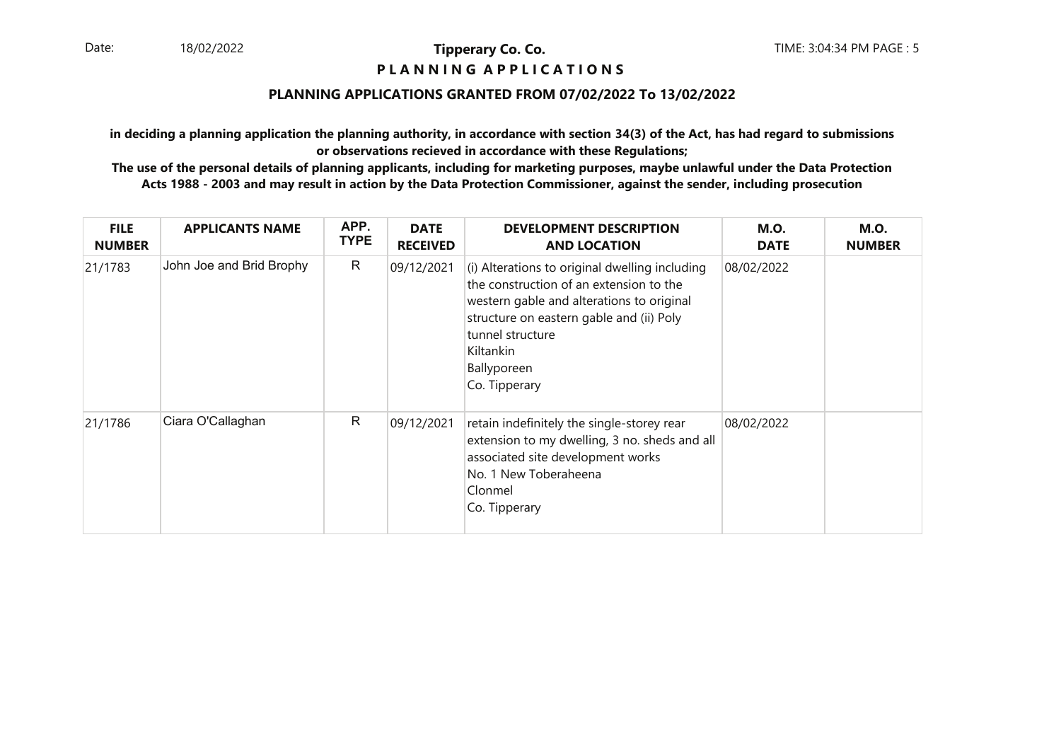**Tipperary Co. Co.**

**P L A N N I N G A P P L I C A T I O N S**

## PLANNING APPLICATIONS GRANTED FROM 07/02/2022 To 13/02/2022

**in deciding a planning application the planning authority, in accordance with section 34(3) of the Act, has had regard to submissions or observations recieved in accordance with these Regulations;**

**The use of the personal details of planning applicants, including for marketing purposes, maybe unlawful under the Data Protection Acts 1988 - 2003 and may result in action by the Data Protection Commissioner, against the sender, including prosecution**

| FILE NUMBER | APPLICANTS NAME | APP. TYPE | DATE RECEIVED | DEVELOPMENT DESCRIPTION AND LOCATION | M.O. DATE | M.O. NUMBER |
|---|---|---|---|---|---|---|
| 21/1783 | John Joe and Brid Brophy | R | 09/12/2021 | (i) Alterations to original dwelling including the construction of an extension to the western gable and alterations to original structure on eastern gable and (ii) Poly tunnel structure<br>Kiltankin<br>Ballyporeen<br>Co. Tipperary | 08/02/2022 | |
| 21/1786 | Ciara O'Callaghan | R | 09/12/2021 | retain indefinitely the single-storey rear extension to my dwelling, 3 no. sheds and all associated site development works<br>No. 1 New Toberaheena<br>Clonmel<br>Co. Tipperary | 08/02/2022 | |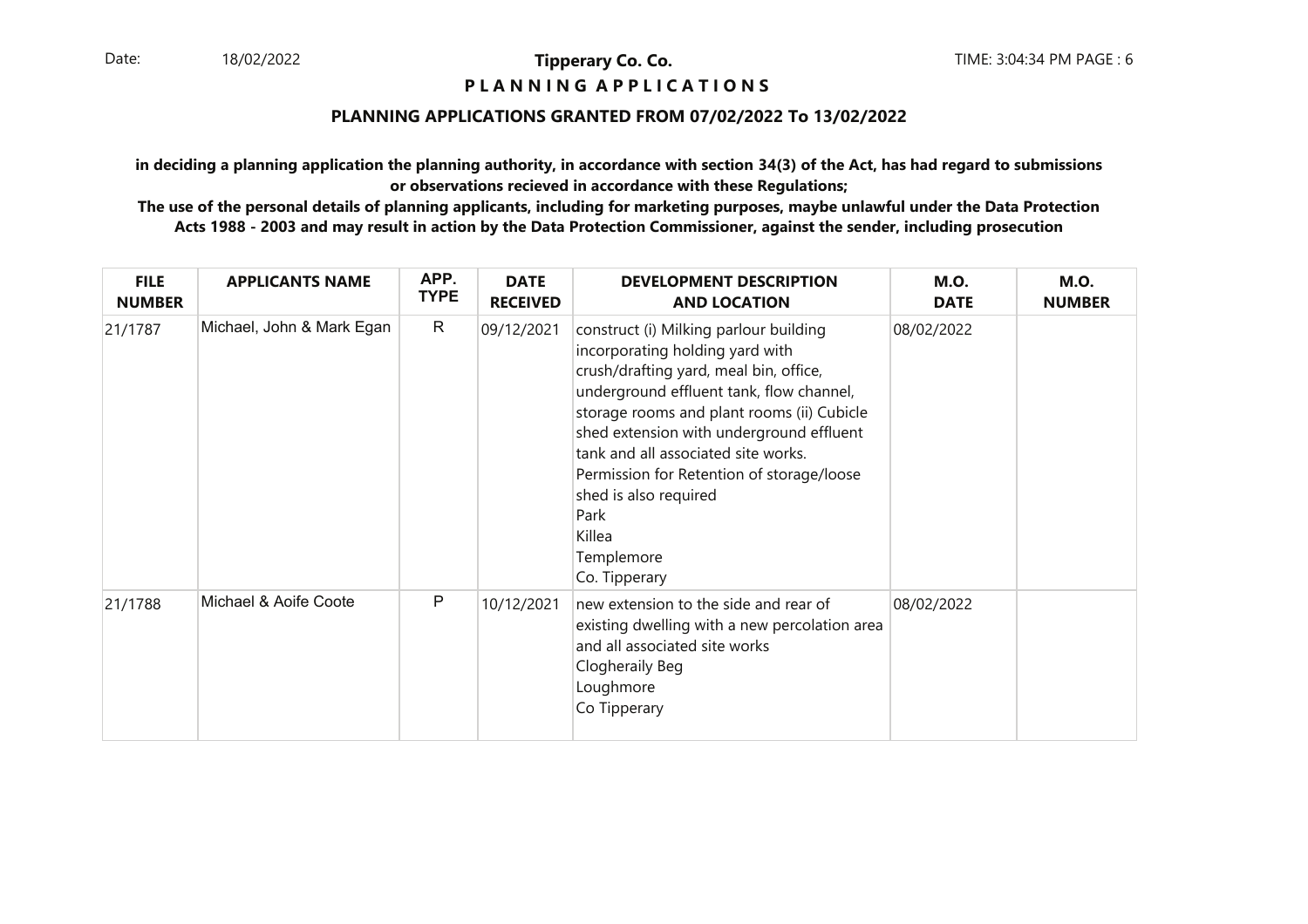**Tipperary Co. Co.**

**P L A N N I N G A P P L I C A T I O N S**

**PLANNING APPLICATIONS GRANTED FROM 07/02/2022 To 13/02/2022**

**in deciding a planning application the planning authority, in accordance with section 34(3) of the Act, has had regard to submissions or observations recieved in accordance with these Regulations;**

**The use of the personal details of planning applicants, including for marketing purposes, maybe unlawful under the Data Protection Acts 1988 - 2003 and may result in action by the Data Protection Commissioner, against the sender, including prosecution**

| FILE NUMBER | APPLICANTS NAME | APP. TYPE | DATE RECEIVED | DEVELOPMENT DESCRIPTION AND LOCATION | M.O. DATE | M.O. NUMBER |
|---|---|---|---|---|---|---|
| 21/1787 | Michael, John & Mark Egan | R | 09/12/2021 | construct (i) Milking parlour building incorporating holding yard with crush/drafting yard, meal bin, office, underground effluent tank, flow channel, storage rooms and plant rooms (ii) Cubicle shed extension with underground effluent tank and all associated site works. Permission for Retention of storage/loose shed is also required<br>Park<br>Killea<br>Templemore<br>Co. Tipperary | 08/02/2022 | |
| 21/1788 | Michael & Aoife Coote | P | 10/12/2021 | new extension to the side and rear of existing dwelling with a new percolation area and all associated site works<br>Clogheraily Beg<br>Loughmore<br>Co Tipperary | 08/02/2022 | |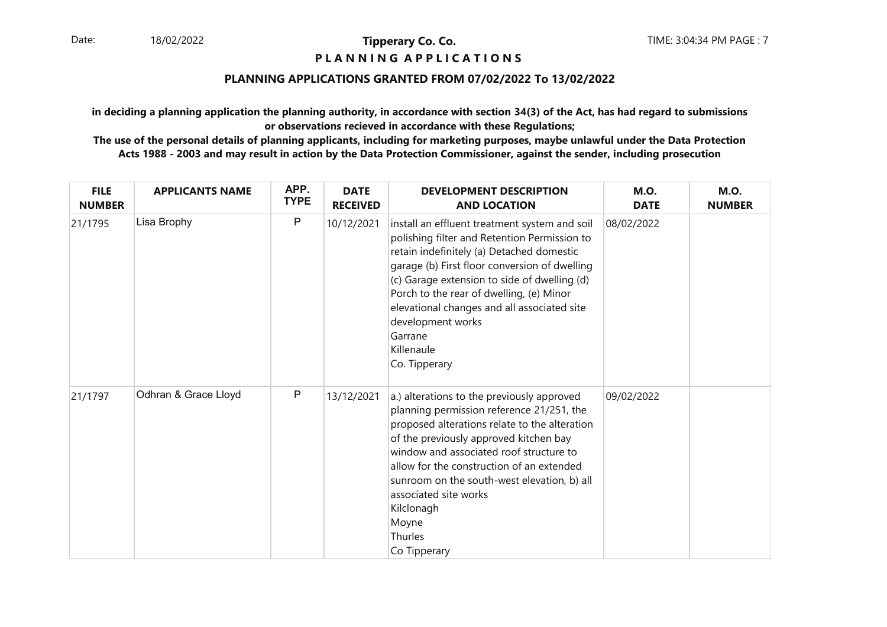**Tipperary Co. Co.**

**P L A N N I N G A P P L I C A T I O N S**

**PLANNING APPLICATIONS GRANTED FROM 07/02/2022 To 13/02/2022**

**in deciding a planning application the planning authority, in accordance with section 34(3) of the Act, has had regard to submissions or observations recieved in accordance with these Regulations;**

**The use of the personal details of planning applicants, including for marketing purposes, maybe unlawful under the Data Protection Acts 1988 - 2003 and may result in action by the Data Protection Commissioner, against the sender, including prosecution**

| FILE NUMBER | APPLICANTS NAME | APP. TYPE | DATE RECEIVED | DEVELOPMENT DESCRIPTION AND LOCATION | M.O. DATE | M.O. NUMBER |
|---|---|---|---|---|---|---|
| 21/1795 | Lisa Brophy | P | 10/12/2021 | install an effluent treatment system and soil polishing filter and Retention Permission to retain indefinitely (a) Detached domestic garage (b) First floor conversion of dwelling (c) Garage extension to side of dwelling (d) Porch to the rear of dwelling, (e) Minor elevational changes and all associated site development works<br>Garrane<br>Killenaule<br>Co. Tipperary | 08/02/2022 | |
| 21/1797 | Odhran & Grace Lloyd | P | 13/12/2021 | a.) alterations to the previously approved planning permission reference 21/251, the proposed alterations relate to the alteration of the previously approved kitchen bay window and associated roof structure to allow for the construction of an extended sunroom on the south-west elevation, b) all associated site works<br>Kilclonagh<br>Moyne<br>Thurles<br>Co Tipperary | 09/02/2022 | |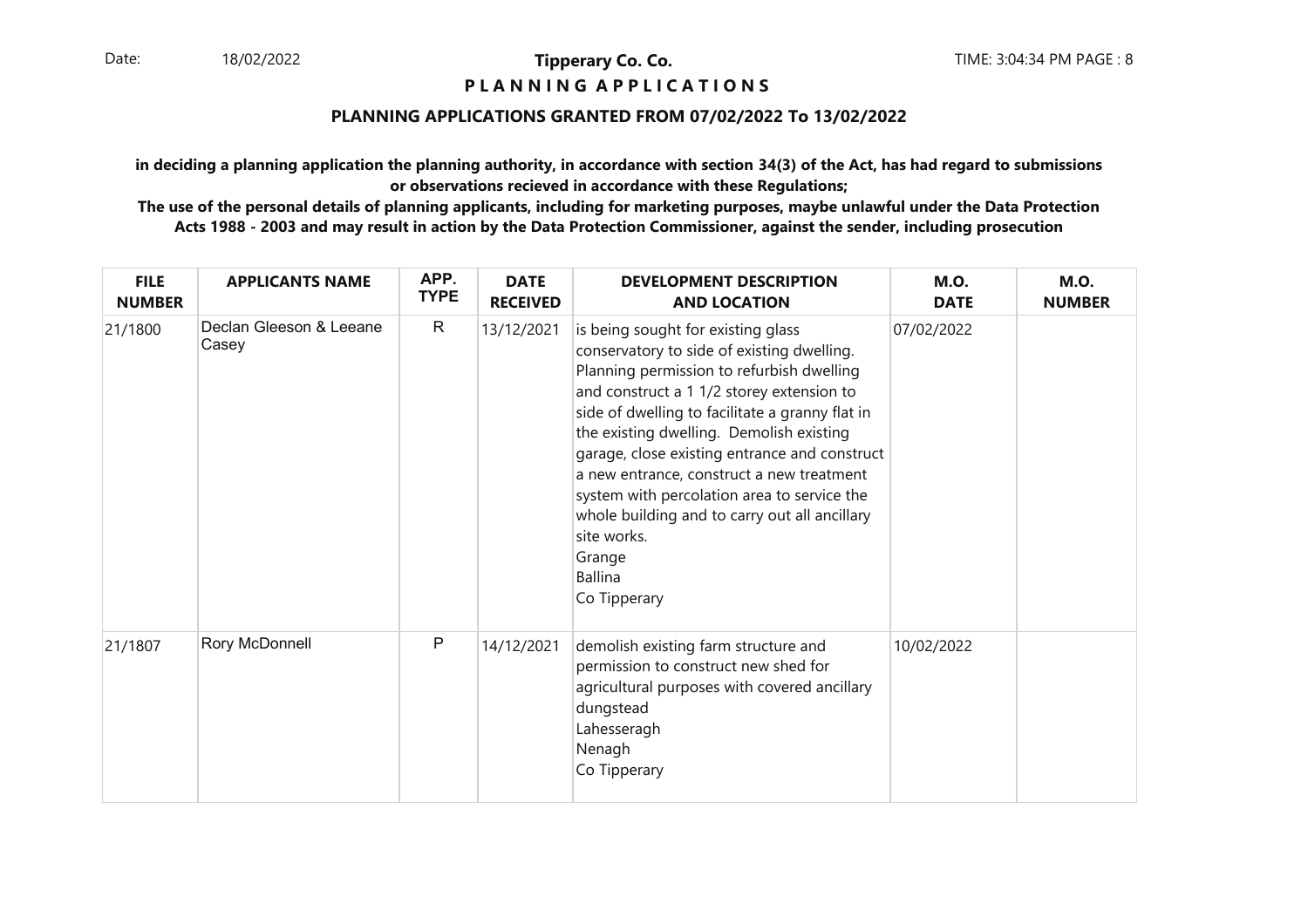**Tipperary Co. Co.**

**P L A N N I N G A P P L I C A T I O N S**

## PLANNING APPLICATIONS GRANTED FROM 07/02/2022 To 13/02/2022

**in deciding a planning application the planning authority, in accordance with section 34(3) of the Act, has had regard to submissions or observations recieved in accordance with these Regulations;**

**The use of the personal details of planning applicants, including for marketing purposes, maybe unlawful under the Data Protection Acts 1988 - 2003 and may result in action by the Data Protection Commissioner, against the sender, including prosecution**

| FILE NUMBER | APPLICANTS NAME | APP. TYPE | DATE RECEIVED | DEVELOPMENT DESCRIPTION AND LOCATION | M.O. DATE | M.O. NUMBER |
|---|---|---|---|---|---|---|
| 21/1800 | Declan Gleeson & Leeane Casey | R | 13/12/2021 | is being sought for existing glass conservatory to side of existing dwelling. Planning permission to refurbish dwelling and construct a 1 1/2 storey extension to side of dwelling to facilitate a granny flat in the existing dwelling. Demolish existing garage, close existing entrance and construct a new entrance, construct a new treatment system with percolation area to service the whole building and to carry out all ancillary site works. Grange Ballina Co Tipperary | 07/02/2022 | |
| 21/1807 | Rory McDonnell | P | 14/12/2021 | demolish existing farm structure and permission to construct new shed for agricultural purposes with covered ancillary dungstead Lahesseragh Nenagh Co Tipperary | 10/02/2022 | |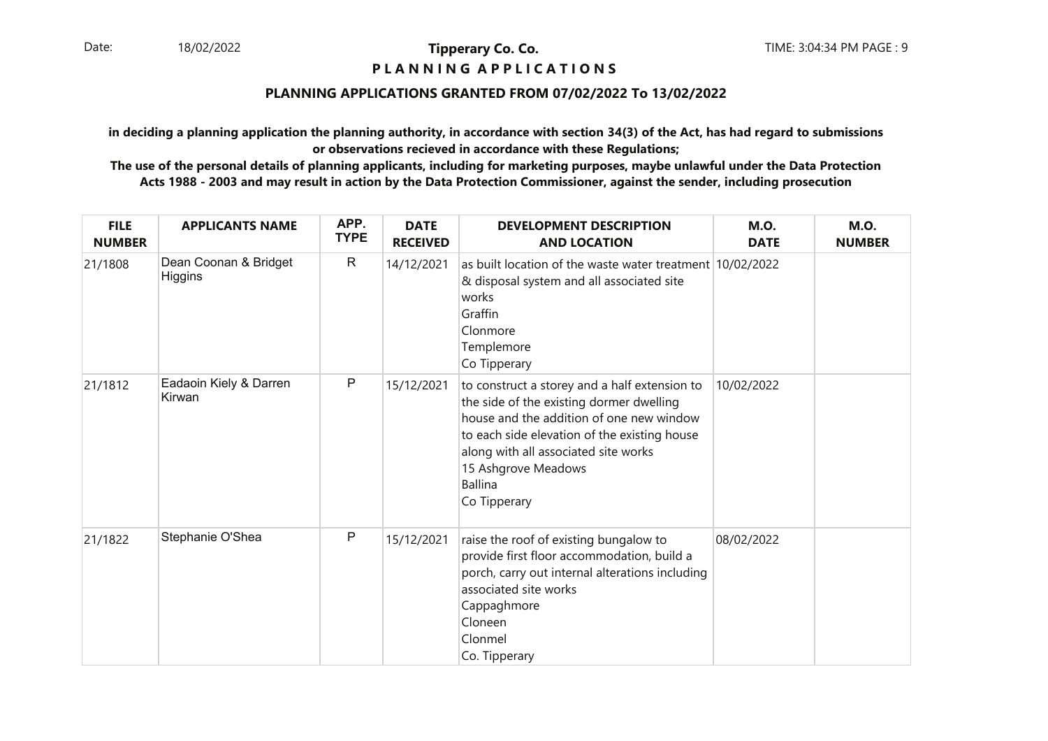## Tipperary Co. Co.

**P L A N N I N G   A P P L I C A T I O N S**

**PLANNING APPLICATIONS GRANTED FROM 07/02/2022 To 13/02/2022**

**in deciding a planning application the planning authority, in accordance with section 34(3) of the Act, has had regard to submissions or observations recieved in accordance with these Regulations;**

**The use of the personal details of planning applicants, including for marketing purposes, maybe unlawful under the Data Protection Acts 1988 - 2003 and may result in action by the Data Protection Commissioner, against the sender, including prosecution**

| FILE NUMBER | APPLICANTS NAME | APP. TYPE | DATE RECEIVED | DEVELOPMENT DESCRIPTION AND LOCATION | M.O. DATE | M.O. NUMBER |
|---|---|---|---|---|---|---|
| 21/1808 | Dean Coonan & Bridget Higgins | R | 14/12/2021 | as built location of the waste water treatment & disposal system and all associated site works<br>Graffin<br>Clonmore<br>Templemore<br>Co Tipperary | 10/02/2022 | |
| 21/1812 | Eadaoin Kiely & Darren Kirwan | P | 15/12/2021 | to construct a storey and a half extension to the side of the existing dormer dwelling house and the addition of one new window to each side elevation of the existing house along with all associated site works<br>15 Ashgrove Meadows<br>Ballina<br>Co Tipperary | 10/02/2022 | |
| 21/1822 | Stephanie O'Shea | P | 15/12/2021 | raise the roof of existing bungalow to provide first floor accommodation, build a porch, carry out internal alterations including associated site works<br>Cappaghmore<br>Cloneen<br>Clonmel<br>Co. Tipperary | 08/02/2022 | |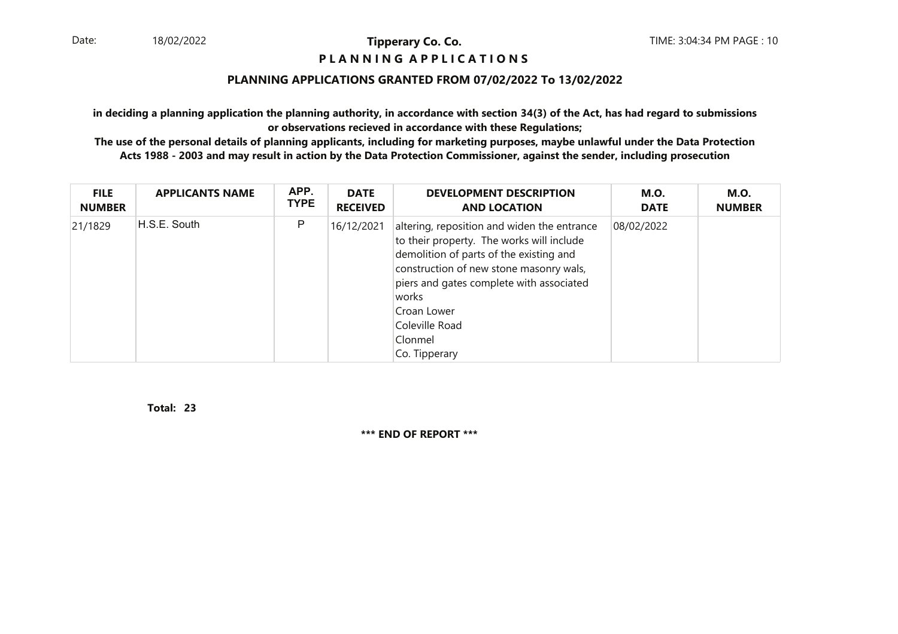# Tipperary Co. Co.

## PLANNING APPLICATIONS

### PLANNING APPLICATIONS GRANTED FROM 07/02/2022 To 13/02/2022

**in deciding a planning application the planning authority, in accordance with section 34(3) of the Act, has had regard to submissions or observations recieved in accordance with these Regulations;**

**The use of the personal details of planning applicants, including for marketing purposes, maybe unlawful under the Data Protection Acts 1988 - 2003 and may result in action by the Data Protection Commissioner, against the sender, including prosecution**

| FILE NUMBER | APPLICANTS NAME | APP. TYPE | DATE RECEIVED | DEVELOPMENT DESCRIPTION AND LOCATION | M.O. DATE | M.O. NUMBER |
|---|---|---|---|---|---|---|
| 21/1829 | H.S.E. South | P | 16/12/2021 | altering, reposition and widen the entrance to their property. The works will include demolition of parts of the existing and construction of new stone masonry wals, piers and gates complete with associated works<br>Croan Lower<br>Coleville Road<br>Clonmel<br>Co. Tipperary | 08/02/2022 | |

**Total: 23**

**\*\*\* END OF REPORT \*\*\***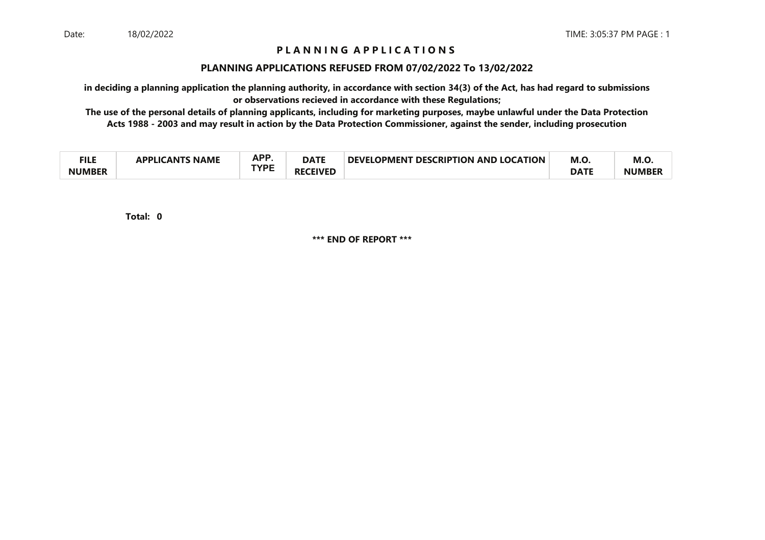Date: 18/02/2022 TIME: 3:05:37 PM

# P L A N N I N G A P P L I C A T I O N S

## PLANNING APPLICATIONS REFUSED FROM 07/02/2022 To 13/02/2022

**in deciding a planning application the planning authority, in accordance with section 34(3) of the Act, has had regard to submissions or observations recieved in accordance with these Regulations;**

**The use of the personal details of planning applicants, including for marketing purposes, maybe unlawful under the Data Protection Acts 1988 - 2003 and may result in action by the Data Protection Commissioner, against the sender, including prosecution**

| FILE NUMBER | APPLICANTS NAME | APP. TYPE | DATE RECEIVED | DEVELOPMENT DESCRIPTION AND LOCATION | M.O. DATE | M.O. NUMBER |
|---|---|---|---|---|---|---|

**Total: 0**

**\*\*\* END OF REPORT \*\*\***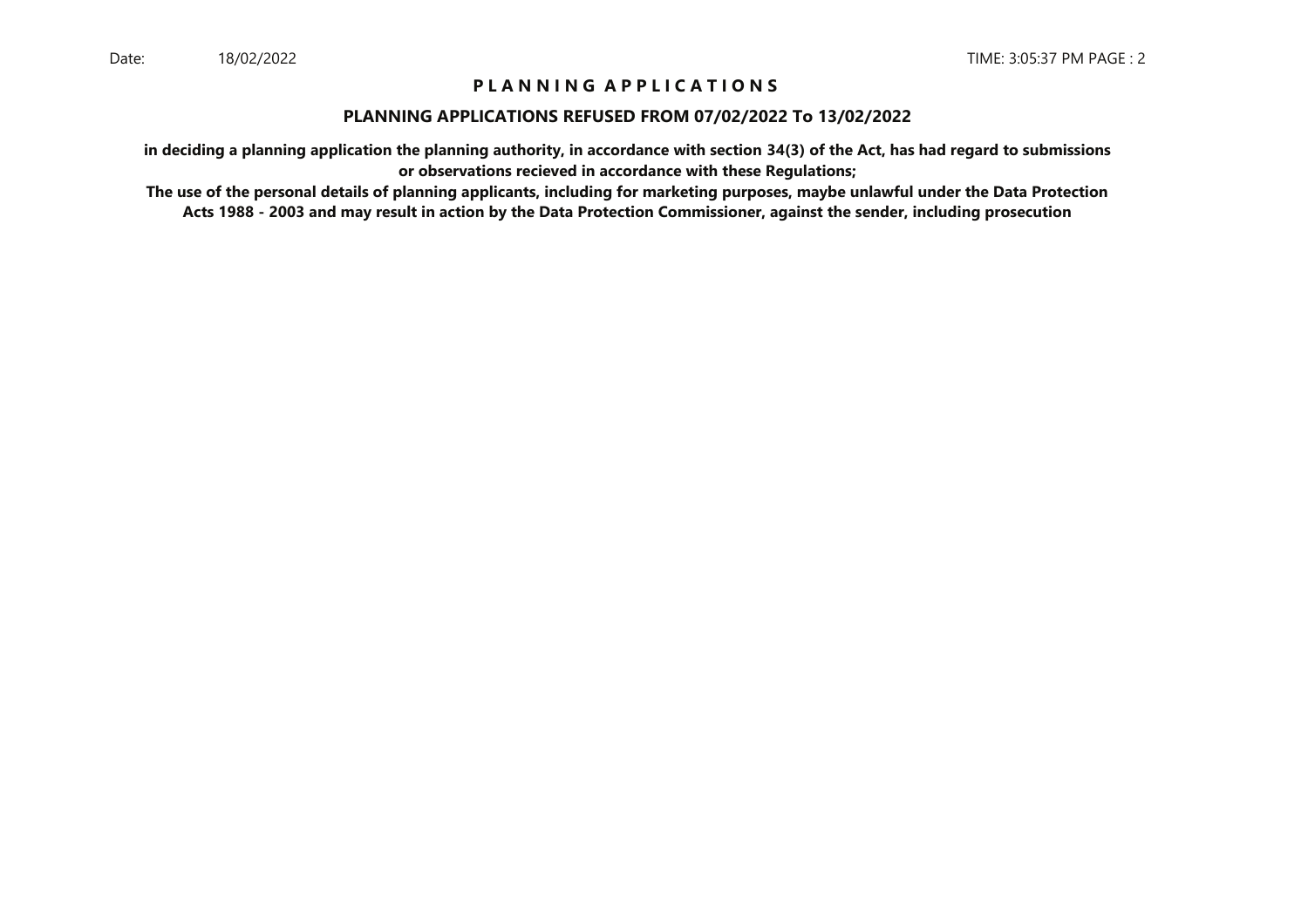# P L A N N I N G A P P L I C A T I O N S

## PLANNING APPLICATIONS REFUSED FROM 07/02/2022 To 13/02/2022

**in deciding a planning application the planning authority, in accordance with section 34(3) of the Act, has had regard to submissions or observations recieved in accordance with these Regulations;**

**The use of the personal details of planning applicants, including for marketing purposes, maybe unlawful under the Data Protection Acts 1988 - 2003 and may result in action by the Data Protection Commissioner, against the sender, including prosecution**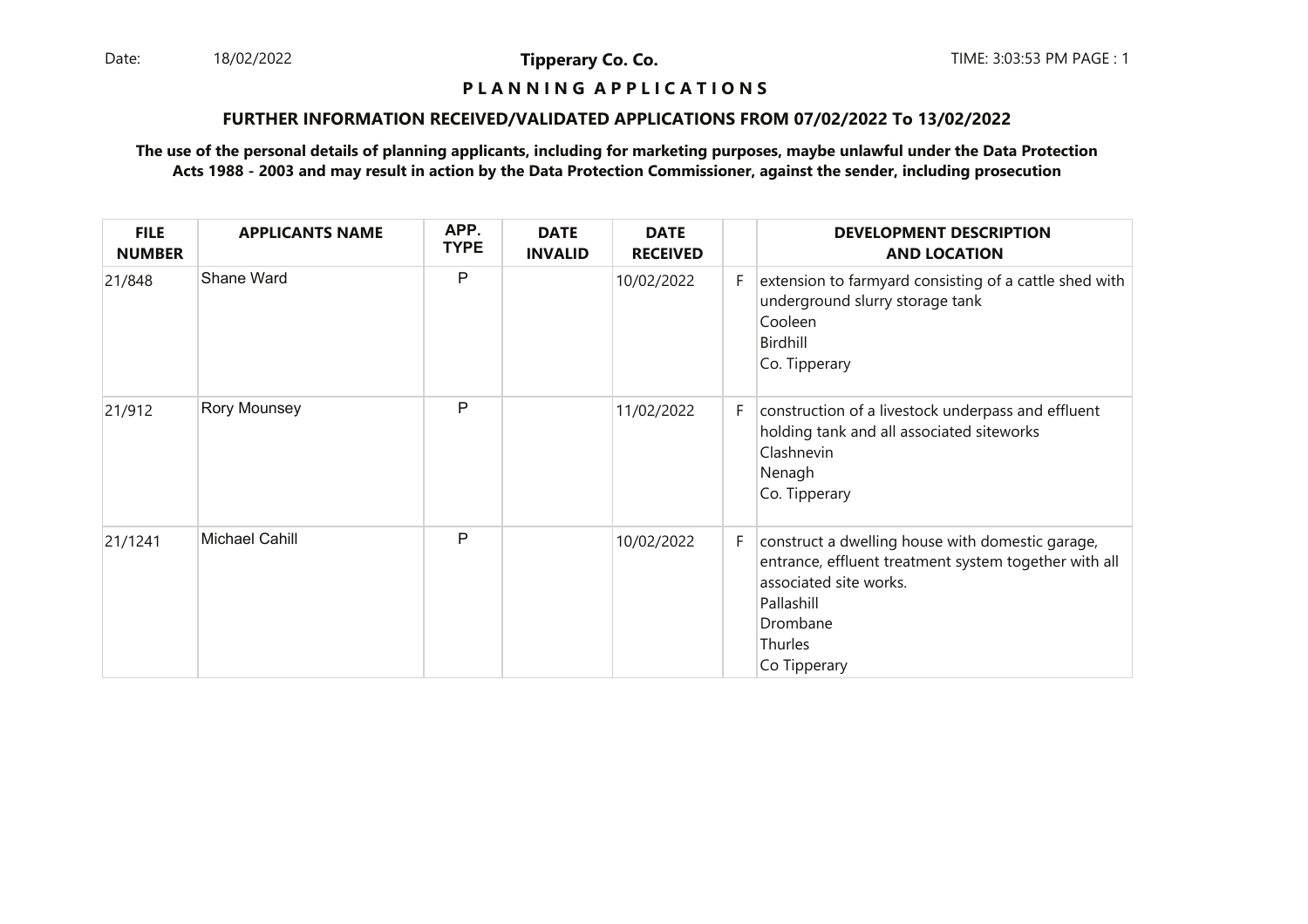**Tipperary Co. Co.**

**P L A N N I N G A P P L I C A T I O N S**

**FURTHER INFORMATION RECEIVED/VALIDATED APPLICATIONS FROM 07/02/2022 To 13/02/2022**

**The use of the personal details of planning applicants, including for marketing purposes, maybe unlawful under the Data Protection Acts 1988 - 2003 and may result in action by the Data Protection Commissioner, against the sender, including prosecution**

| FILE NUMBER | APPLICANTS NAME | APP. TYPE | DATE INVALID | DATE RECEIVED | | DEVELOPMENT DESCRIPTION AND LOCATION |
|---|---|---|---|---|---|---|
| 21/848 | Shane Ward | P | | 10/02/2022 | F | extension to farmyard consisting of a cattle shed with underground slurry storage tank<br>Cooleen<br>Birdhill<br>Co. Tipperary |
| 21/912 | Rory Mounsey | P | | 11/02/2022 | F | construction of a livestock underpass and effluent holding tank and all associated siteworks<br>Clashnevin<br>Nenagh<br>Co. Tipperary |
| 21/1241 | Michael Cahill | P | | 10/02/2022 | F | construct a dwelling house with domestic garage, entrance, effluent treatment system together with all associated site works.<br>Pallashill<br>Drombane<br>Thurles<br>Co Tipperary |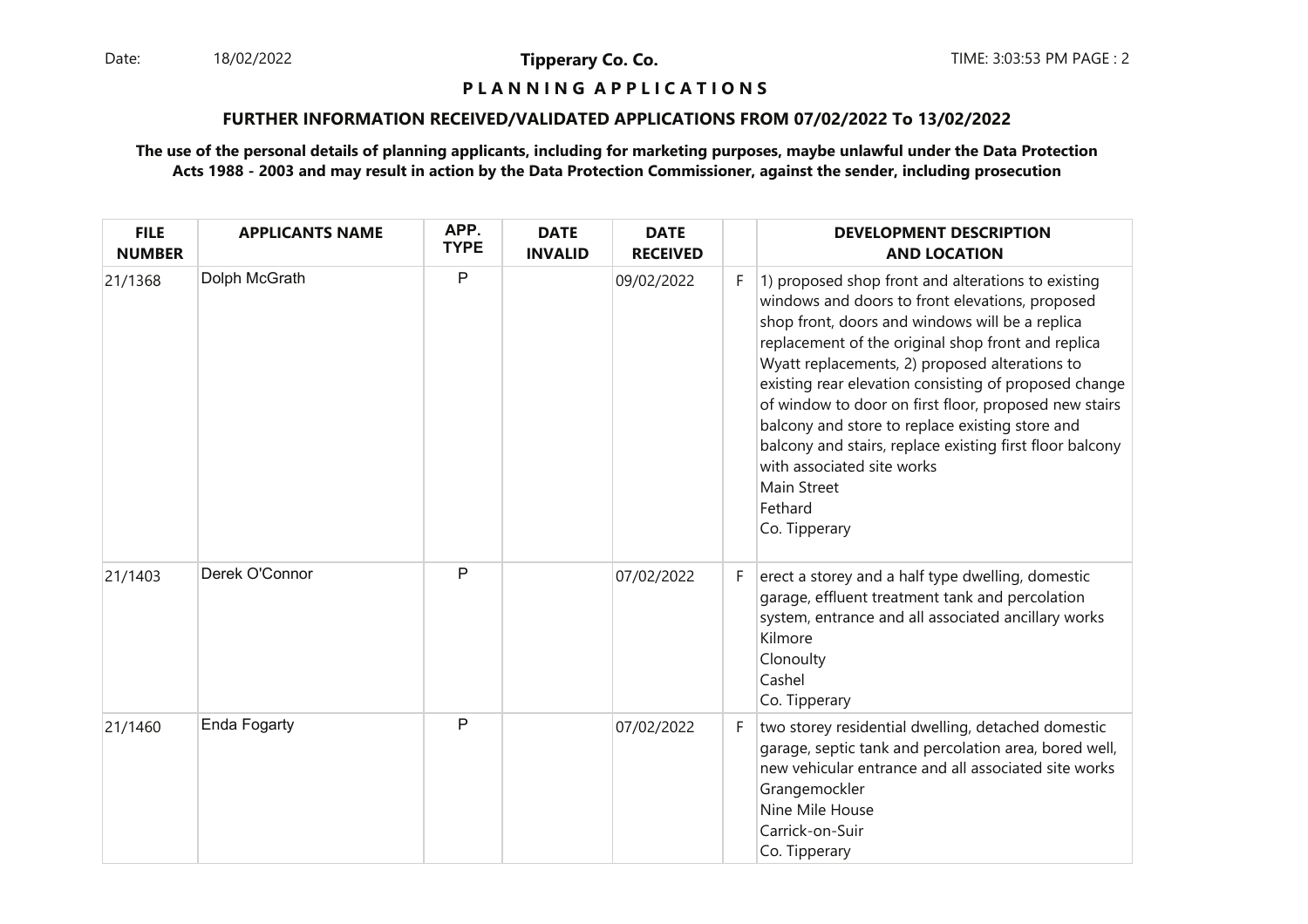**P L A N N I N G A P P L I C A T I O N S**

**FURTHER INFORMATION RECEIVED/VALIDATED APPLICATIONS FROM 07/02/2022 To 13/02/2022**

**The use of the personal details of planning applicants, including for marketing purposes, maybe unlawful under the Data Protection Acts 1988 - 2003 and may result in action by the Data Protection Commissioner, against the sender, including prosecution**

| FILE NUMBER | APPLICANTS NAME | APP. TYPE | DATE INVALID | DATE RECEIVED | | DEVELOPMENT DESCRIPTION AND LOCATION |
|---|---|---|---|---|---|---|
| 21/1368 | Dolph McGrath | P | | 09/02/2022 | F | 1) proposed shop front and alterations to existing windows and doors to front elevations, proposed shop front, doors and windows will be a replica replacement of the original shop front and replica Wyatt replacements, 2) proposed alterations to existing rear elevation consisting of proposed change of window to door on first floor, proposed new stairs balcony and store to replace existing store and balcony and stairs, replace existing first floor balcony with associated site works<br>Main Street<br>Fethard<br>Co. Tipperary |
| 21/1403 | Derek O'Connor | P | | 07/02/2022 | F | erect a storey and a half type dwelling, domestic garage, effluent treatment tank and percolation system, entrance and all associated ancillary works<br>Kilmore<br>Clonoulty<br>Cashel<br>Co. Tipperary |
| 21/1460 | Enda Fogarty | P | | 07/02/2022 | F | two storey residential dwelling, detached domestic garage, septic tank and percolation area, bored well, new vehicular entrance and all associated site works<br>Grangemockler<br>Nine Mile House<br>Carrick-on-Suir<br>Co. Tipperary |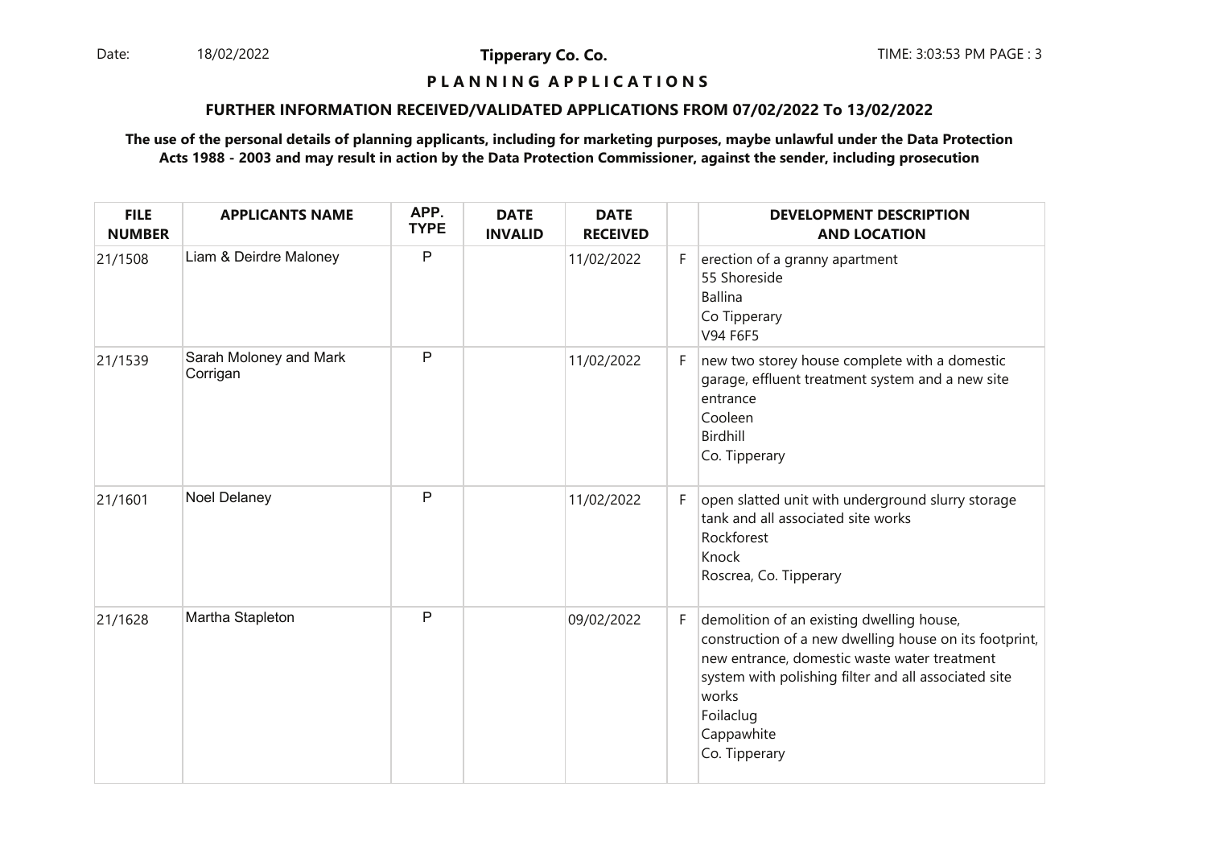**Tipperary Co. Co.**

**P L A N N I N G  A P P L I C A T I O N S**

**FURTHER INFORMATION RECEIVED/VALIDATED APPLICATIONS FROM 07/02/2022 To 13/02/2022**

**The use of the personal details of planning applicants, including for marketing purposes, maybe unlawful under the Data Protection Acts 1988 - 2003 and may result in action by the Data Protection Commissioner, against the sender, including prosecution**

| FILE NUMBER | APPLICANTS NAME | APP. TYPE | DATE INVALID | DATE RECEIVED | | DEVELOPMENT DESCRIPTION AND LOCATION |
|---|---|---|---|---|---|---|
| 21/1508 | Liam & Deirdre Maloney | P | | 11/02/2022 | F | erection of a granny apartment<br>55 Shoreside<br>Ballina<br>Co Tipperary<br>V94 F6F5 |
| 21/1539 | Sarah Moloney and Mark Corrigan | P | | 11/02/2022 | F | new two storey house complete with a domestic garage, effluent treatment system and a new site entrance<br>Cooleen<br>Birdhill<br>Co. Tipperary |
| 21/1601 | Noel Delaney | P | | 11/02/2022 | F | open slatted unit with underground slurry storage tank and all associated site works<br>Rockforest<br>Knock<br>Roscrea, Co. Tipperary |
| 21/1628 | Martha Stapleton | P | | 09/02/2022 | F | demolition of an existing dwelling house, construction of a new dwelling house on its footprint, new entrance, domestic waste water treatment system with polishing filter and all associated site works<br>Foilaclug<br>Cappawhite<br>Co. Tipperary |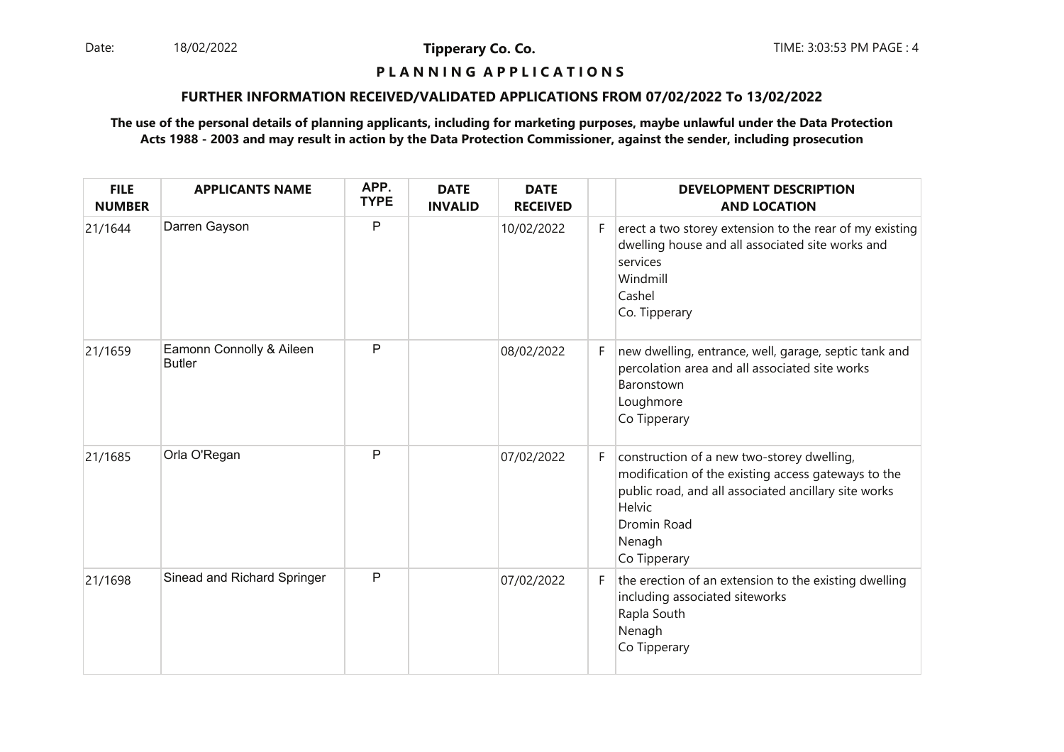**Tipperary Co. Co.**

**P L A N N I N G A P P L I C A T I O N S**

**FURTHER INFORMATION RECEIVED/VALIDATED APPLICATIONS FROM 07/02/2022 To 13/02/2022**

**The use of the personal details of planning applicants, including for marketing purposes, maybe unlawful under the Data Protection Acts 1988 - 2003 and may result in action by the Data Protection Commissioner, against the sender, including prosecution**

| FILE NUMBER | APPLICANTS NAME | APP. TYPE | DATE INVALID | DATE RECEIVED | | DEVELOPMENT DESCRIPTION AND LOCATION |
|---|---|---|---|---|---|---|
| 21/1644 | Darren Gayson | P | | 10/02/2022 | F | erect a two storey extension to the rear of my existing dwelling house and all associated site works and services<br>Windmill<br>Cashel<br>Co. Tipperary |
| 21/1659 | Eamonn Connolly & Aileen Butler | P | | 08/02/2022 | F | new dwelling, entrance, well, garage, septic tank and percolation area and all associated site works<br>Baronstown<br>Loughmore<br>Co Tipperary |
| 21/1685 | Orla O'Regan | P | | 07/02/2022 | F | construction of a new two-storey dwelling, modification of the existing access gateways to the public road, and all associated ancillary site works<br>Helvic<br>Dromin Road<br>Nenagh<br>Co Tipperary |
| 21/1698 | Sinead and Richard Springer | P | | 07/02/2022 | F | the erection of an extension to the existing dwelling including associated siteworks<br>Rapla South<br>Nenagh<br>Co Tipperary |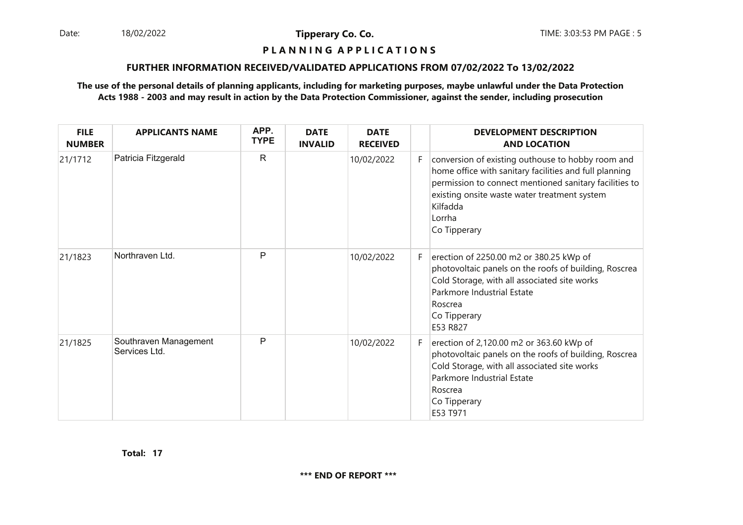**Tipperary Co. Co.**

**P L A N N I N G  A P P L I C A T I O N S**

**FURTHER INFORMATION RECEIVED/VALIDATED APPLICATIONS FROM 07/02/2022 To 13/02/2022**

**The use of the personal details of planning applicants, including for marketing purposes, maybe unlawful under the Data Protection Acts 1988 - 2003 and may result in action by the Data Protection Commissioner, against the sender, including prosecution**

| FILE NUMBER | APPLICANTS NAME | APP. TYPE | DATE INVALID | DATE RECEIVED | | DEVELOPMENT DESCRIPTION AND LOCATION |
|---|---|---|---|---|---|---|
| 21/1712 | Patricia Fitzgerald | R | | 10/02/2022 | F | conversion of existing outhouse to hobby room and home office with sanitary facilities and full planning permission to connect mentioned sanitary facilities to existing onsite waste water treatment system<br>Kilfadda<br>Lorrha<br>Co Tipperary |
| 21/1823 | Northraven Ltd. | P | | 10/02/2022 | F | erection of 2250.00 m2 or 380.25 kWp of photovoltaic panels on the roofs of building, Roscrea Cold Storage, with all associated site works<br>Parkmore Industrial Estate<br>Roscrea<br>Co Tipperary<br>E53 R827 |
| 21/1825 | Southraven Management Services Ltd. | P | | 10/02/2022 | F | erection of 2,120.00 m2 or 363.60 kWp of photovoltaic panels on the roofs of building, Roscrea Cold Storage, with all associated site works<br>Parkmore Industrial Estate<br>Roscrea<br>Co Tipperary<br>E53 T971 |

**Total: 17**

**\*\*\* END OF REPORT \*\*\***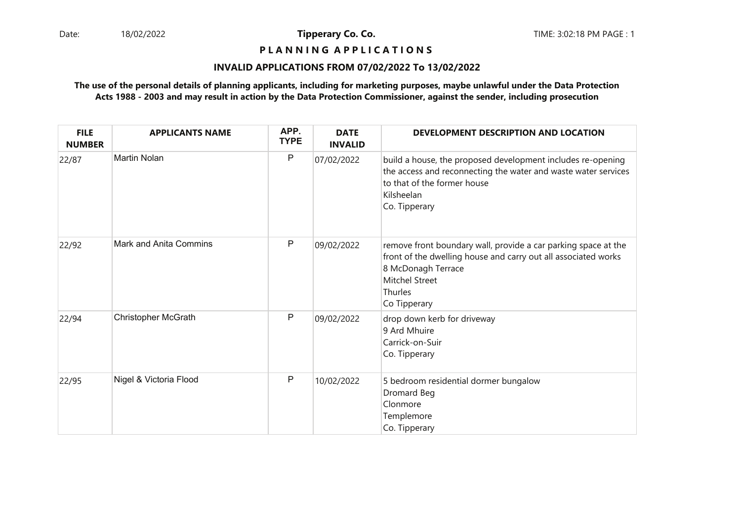Date: 18/02/2022 **Tipperary Co. Co.** TIME: 3:02:18 PM PAGE : 1

**P L A N N I N G A P P L I C A T I O N S**

**INVALID APPLICATIONS FROM 07/02/2022 To 13/02/2022**

**The use of the personal details of planning applicants, including for marketing purposes, maybe unlawful under the Data Protection Acts 1988 - 2003 and may result in action by the Data Protection Commissioner, against the sender, including prosecution**

| FILE NUMBER | APPLICANTS NAME | APP. TYPE | DATE INVALID | DEVELOPMENT DESCRIPTION AND LOCATION |
|---|---|---|---|---|
| 22/87 | Martin Nolan | P | 07/02/2022 | build a house, the proposed development includes re-opening the access and reconnecting the water and waste water services to that of the former house<br>Kilsheelan<br>Co. Tipperary |
| 22/92 | Mark and Anita Commins | P | 09/02/2022 | remove front boundary wall, provide a car parking space at the front of the dwelling house and carry out all associated works<br>8 McDonagh Terrace<br>Mitchel Street<br>Thurles<br>Co Tipperary |
| 22/94 | Christopher McGrath | P | 09/02/2022 | drop down kerb for driveway<br>9 Ard Mhuire<br>Carrick-on-Suir<br>Co. Tipperary |
| 22/95 | Nigel & Victoria Flood | P | 10/02/2022 | 5 bedroom residential dormer bungalow<br>Dromard Beg<br>Clonmore<br>Templemore<br>Co. Tipperary |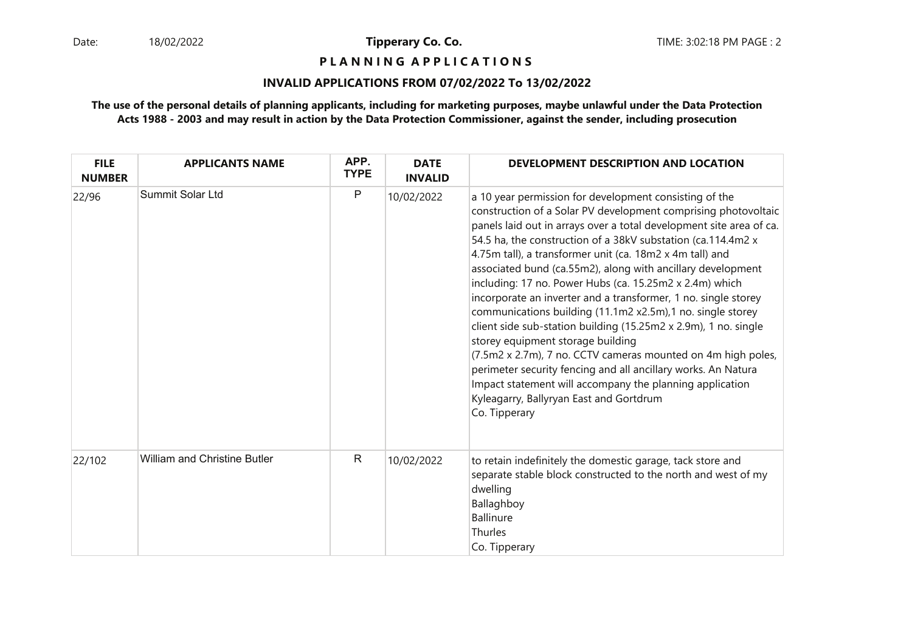**Tipperary Co. Co.**

**P L A N N I N G A P P L I C A T I O N S**

**INVALID APPLICATIONS FROM 07/02/2022 To 13/02/2022**

**The use of the personal details of planning applicants, including for marketing purposes, maybe unlawful under the Data Protection Acts 1988 - 2003 and may result in action by the Data Protection Commissioner, against the sender, including prosecution**

| FILE NUMBER | APPLICANTS NAME | APP. TYPE | DATE INVALID | DEVELOPMENT DESCRIPTION AND LOCATION |
|---|---|---|---|---|
| 22/96 | Summit Solar Ltd | P | 10/02/2022 | a 10 year permission for development consisting of the construction of a Solar PV development comprising photovoltaic panels laid out in arrays over a total development site area of ca. 54.5 ha, the construction of a 38kV substation (ca.114.4m2 x 4.75m tall), a transformer unit (ca. 18m2 x 4m tall) and associated bund (ca.55m2), along with ancillary development including: 17 no. Power Hubs (ca. 15.25m2 x 2.4m) which incorporate an inverter and a transformer, 1 no. single storey communications building (11.1m2 x2.5m),1 no. single storey client side sub-station building (15.25m2 x 2.9m), 1 no. single storey equipment storage building (7.5m2 x 2.7m), 7 no. CCTV cameras mounted on 4m high poles, perimeter security fencing and all ancillary works. An Natura Impact statement will accompany the planning application Kyleagarry, Ballyryan East and Gortdrum Co. Tipperary |
| 22/102 | William and Christine Butler | R | 10/02/2022 | to retain indefinitely the domestic garage, tack store and separate stable block constructed to the north and west of my dwelling Ballaghboy Ballinure Thurles Co. Tipperary |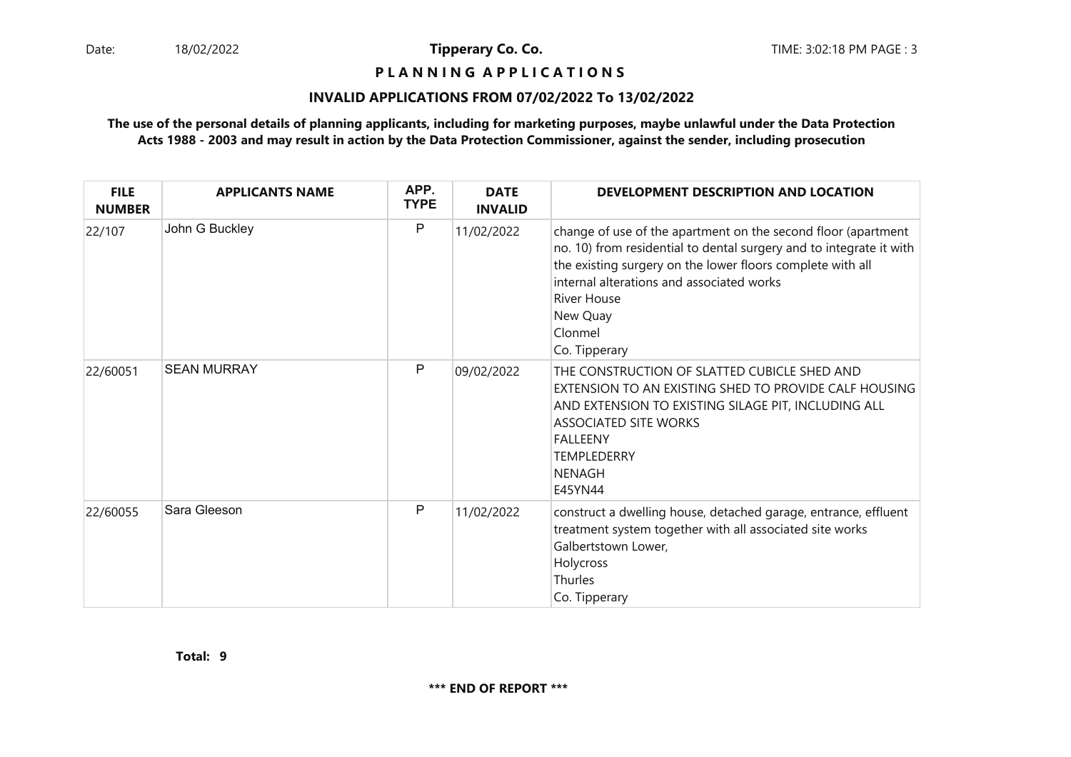Date: 18/02/2022 **Tipperary Co. Co.** TIME: 3:02:18 PM PAGE : 3

**P L A N N I N G A P P L I C A T I O N S**

**INVALID APPLICATIONS FROM 07/02/2022 To 13/02/2022**

**The use of the personal details of planning applicants, including for marketing purposes, maybe unlawful under the Data Protection Acts 1988 - 2003 and may result in action by the Data Protection Commissioner, against the sender, including prosecution**

| FILE NUMBER | APPLICANTS NAME | APP. TYPE | DATE INVALID | DEVELOPMENT DESCRIPTION AND LOCATION |
|---|---|---|---|---|
| 22/107 | John G Buckley | P | 11/02/2022 | change of use of the apartment on the second floor (apartment no. 10) from residential to dental surgery and to integrate it with the existing surgery on the lower floors complete with all internal alterations and associated works<br>River House<br>New Quay<br>Clonmel<br>Co. Tipperary |
| 22/60051 | SEAN MURRAY | P | 09/02/2022 | THE CONSTRUCTION OF SLATTED CUBICLE SHED AND EXTENSION TO AN EXISTING SHED TO PROVIDE CALF HOUSING AND EXTENSION TO EXISTING SILAGE PIT, INCLUDING ALL ASSOCIATED SITE WORKS<br>FALLEENY<br>TEMPLEDERRY<br>NENAGH<br>E45YN44 |
| 22/60055 | Sara Gleeson | P | 11/02/2022 | construct a dwelling house, detached garage, entrance, effluent treatment system together with all associated site works<br>Galbertstown Lower,<br>Holycross<br>Thurles<br>Co. Tipperary |

**Total: 9**

**\*\*\* END OF REPORT \*\*\***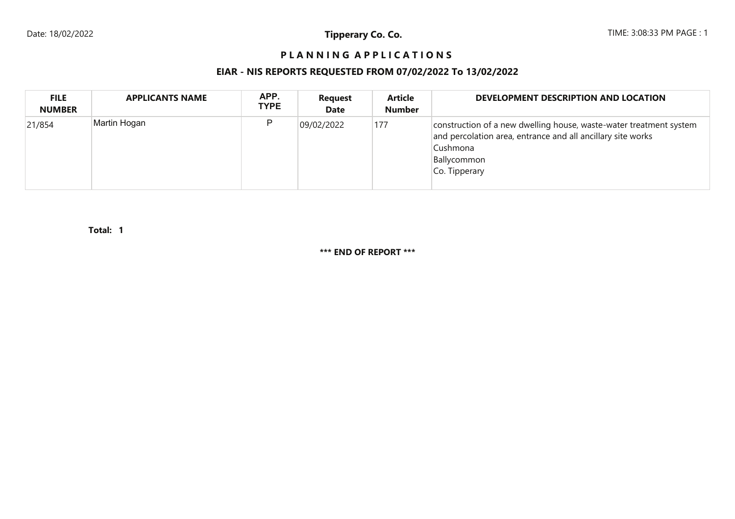**Tipperary Co. Co.**

# P L A N N I N G A P P L I C A T I O N S

## EIAR - NIS REPORTS REQUESTED FROM 07/02/2022 To 13/02/2022

| FILE NUMBER | APPLICANTS NAME | APP. TYPE | Request Date | Article Number | DEVELOPMENT DESCRIPTION AND LOCATION |
|---|---|---|---|---|---|
| 21/854 | Martin Hogan | P | 09/02/2022 | 177 | construction of a new dwelling house, waste-water treatment system and percolation area, entrance and all ancillary site works<br>Cushmona<br>Ballycommon<br>Co. Tipperary |

**Total: 1**

**\*\*\* END OF REPORT \*\*\***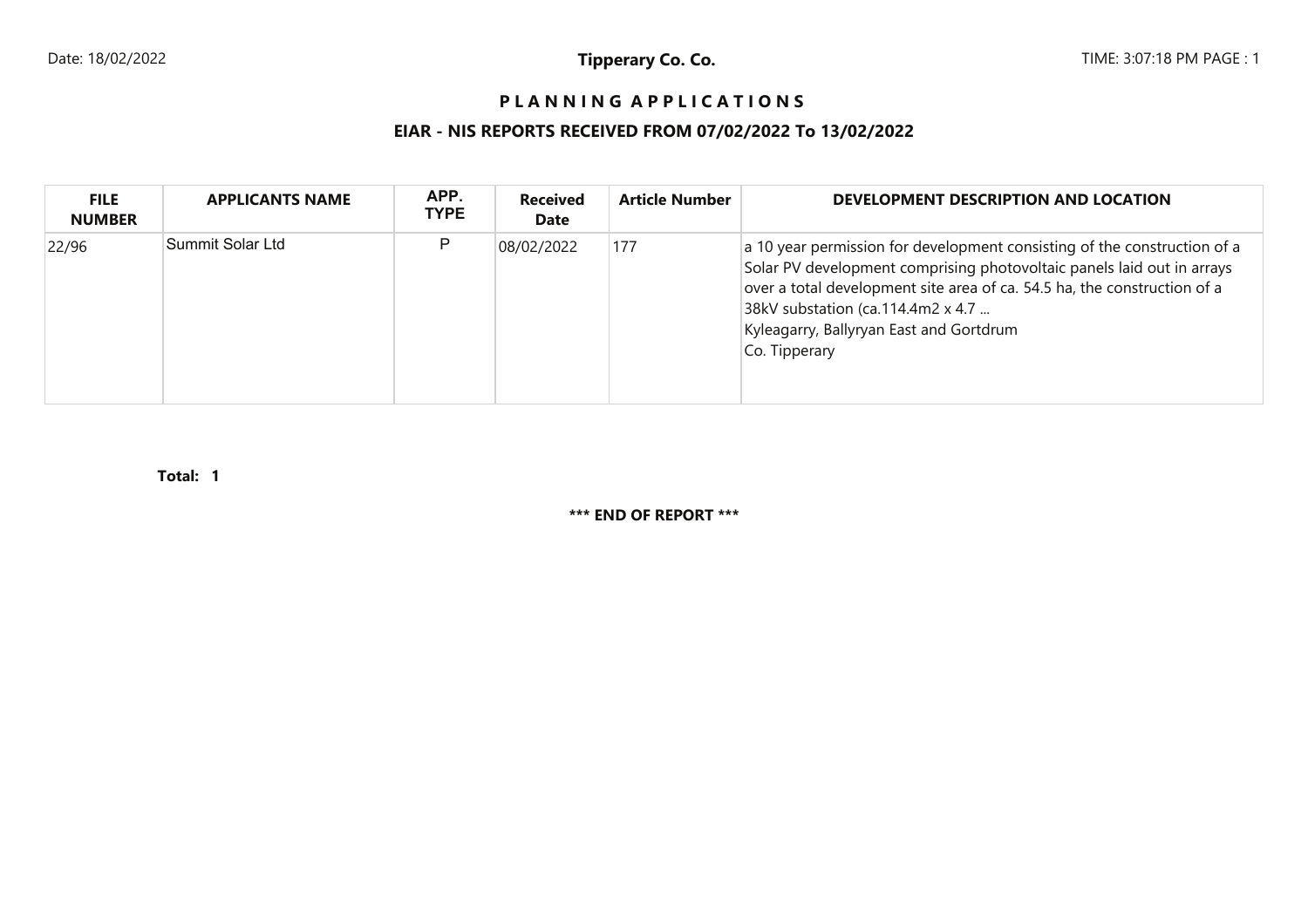# PLANNING APPLICATIONS

## EIAR - NIS REPORTS RECEIVED FROM 07/02/2022 To 13/02/2022

| FILE NUMBER | APPLICANTS NAME | APP. TYPE | Received Date | Article Number | DEVELOPMENT DESCRIPTION AND LOCATION |
|---|---|---|---|---|---|
| 22/96 | Summit Solar Ltd | P | 08/02/2022 | 177 | a 10 year permission for development consisting of the construction of a Solar PV development comprising photovoltaic panels laid out in arrays over a total development site area of ca. 54.5 ha, the construction of a 38kV substation (ca.114.4m2 x 4.7 ... Kyleagarry, Ballyryan East and Gortdrum Co. Tipperary |

**Total: 1**

**\*\*\* END OF REPORT \*\*\***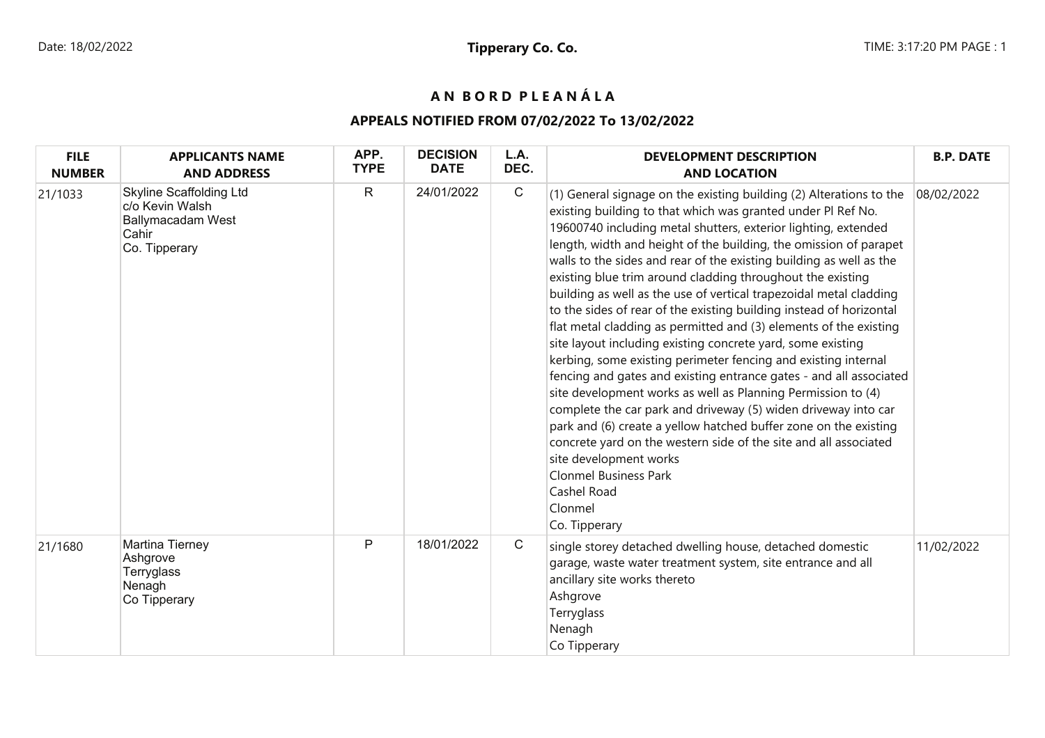Date: 18/02/2022 **Tipperary Co. Co.** TIME: 3:17:20 PM PAGE : 1

# AN BORD PLEANÁLA

## APPEALS NOTIFIED FROM 07/02/2022 To 13/02/2022

| FILE NUMBER | APPLICANTS NAME AND ADDRESS | APP. TYPE | DECISION DATE | L.A. DEC. | DEVELOPMENT DESCRIPTION AND LOCATION | B.P. DATE |
|---|---|---|---|---|---|---|
| 21/1033 | Skyline Scaffolding Ltd<br>c/o Kevin Walsh<br>Ballymacadam West<br>Cahir<br>Co. Tipperary | R | 24/01/2022 | C | (1) General signage on the existing building (2) Alterations to the existing building to that which was granted under Pl Ref No. 19600740 including metal shutters, exterior lighting, extended length, width and height of the building, the omission of parapet walls to the sides and rear of the existing building as well as the existing blue trim around cladding throughout the existing building as well as the use of vertical trapezoidal metal cladding to the sides of rear of the existing building instead of horizontal flat metal cladding as permitted and (3) elements of the existing site layout including existing concrete yard, some existing kerbing, some existing perimeter fencing and existing internal fencing and gates and existing entrance gates - and all associated site development works as well as Planning Permission to (4) complete the car park and driveway (5) widen driveway into car park and (6) create a yellow hatched buffer zone on the existing concrete yard on the western side of the site and all associated site development works<br>Clonmel Business Park<br>Cashel Road<br>Clonmel<br>Co. Tipperary | 08/02/2022 |
| 21/1680 | Martina Tierney<br>Ashgrove<br>Terryglass<br>Nenagh<br>Co Tipperary | P | 18/01/2022 | C | single storey detached dwelling house, detached domestic garage, waste water treatment system, site entrance and all ancillary site works thereto<br>Ashgrove<br>Terryglass<br>Nenagh<br>Co Tipperary | 11/02/2022 |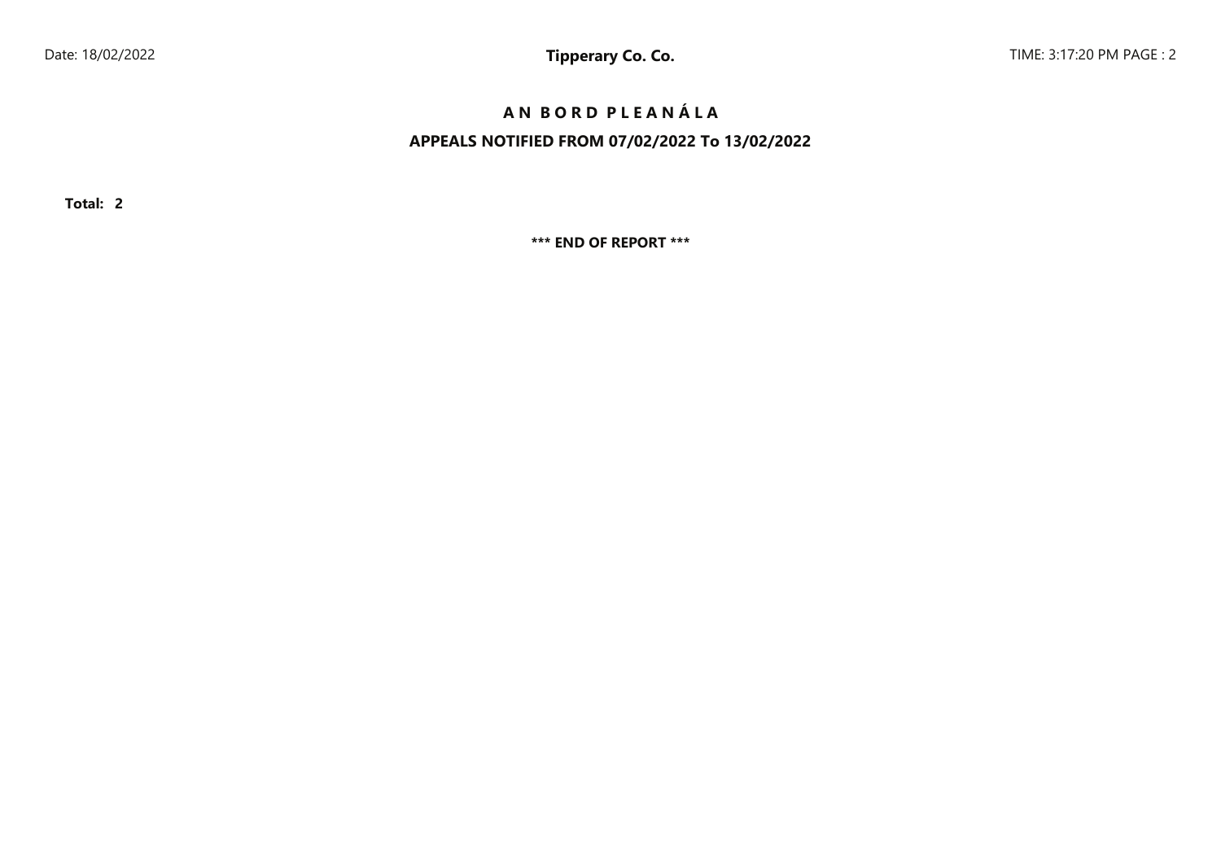# A N B O R D P L E A N Á L A

## APPEALS NOTIFIED FROM 07/02/2022 To 13/02/2022

**Total: 2**

**\*\*\* END OF REPORT \*\*\***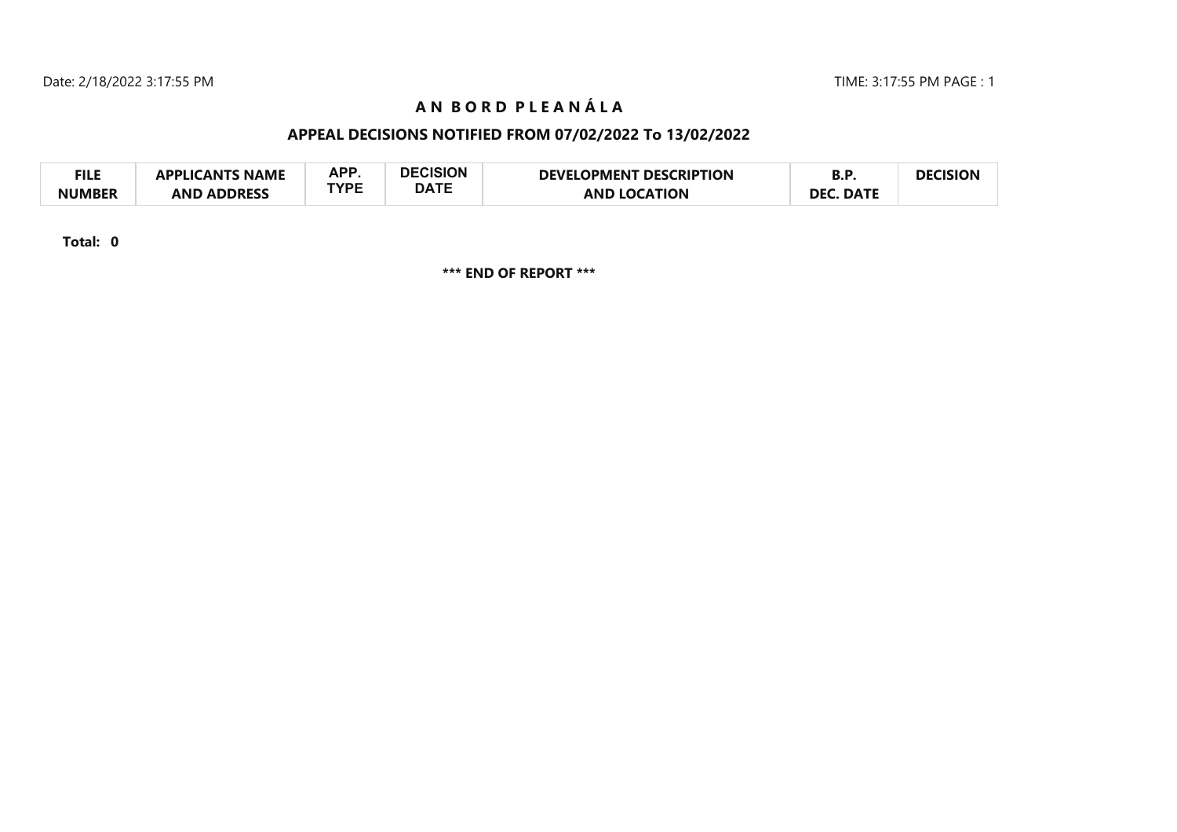# A N B O R D P L E A N Á L A

## APPEAL DECISIONS NOTIFIED FROM 07/02/2022 To 13/02/2022

| FILE NUMBER | APPLICANTS NAME AND ADDRESS | APP. TYPE | DECISION DATE | DEVELOPMENT DESCRIPTION AND LOCATION | B.P. DEC. DATE | DECISION |
|---|---|---|---|---|---|---|

**Total: 0**

**\*\*\* END OF REPORT \*\*\***